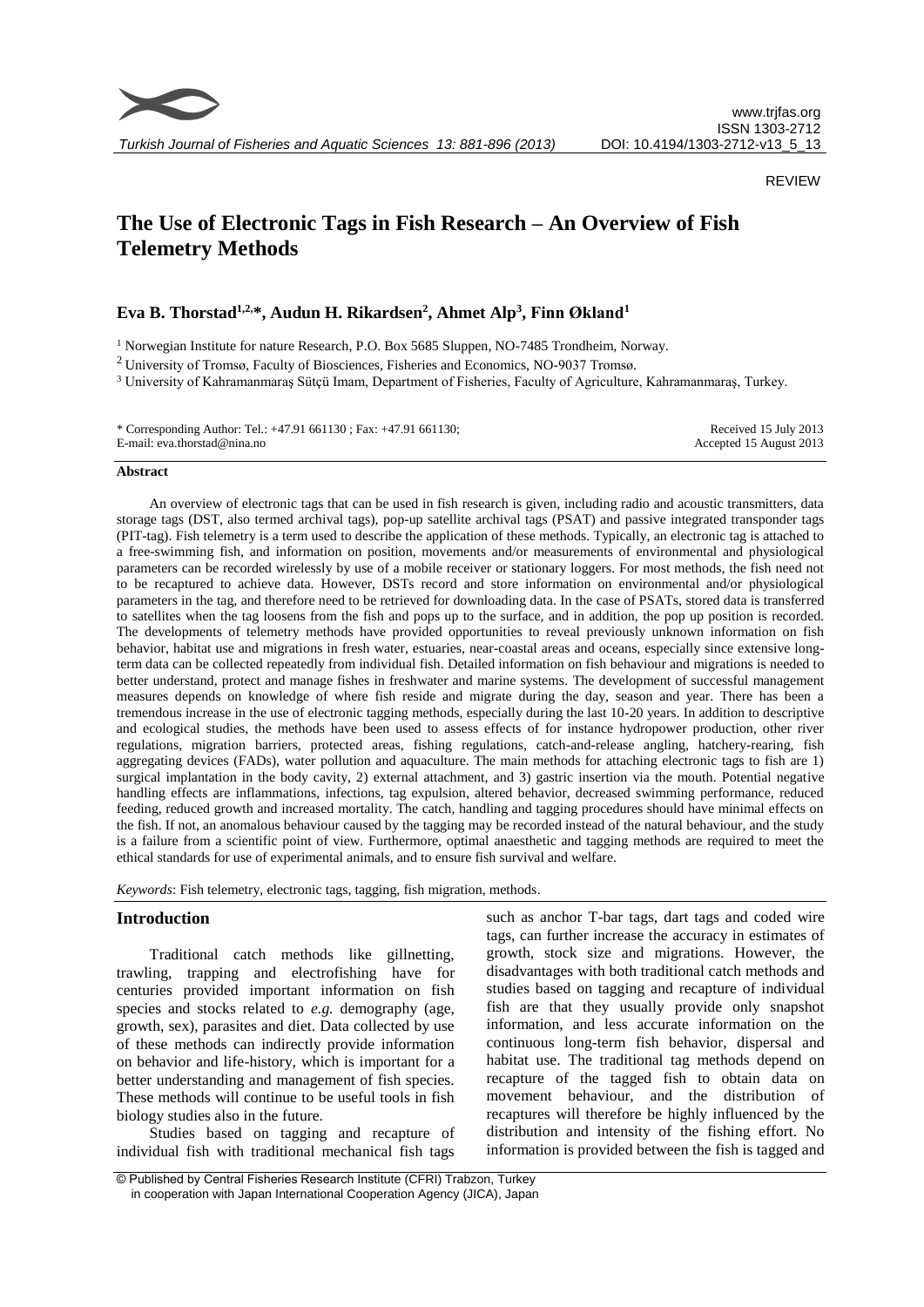REVIEW

# The Use of Electronic Tags in Fish Research – An Overview of Fish Telemetry Methods

**Eva B. Thorstad[1,2,*], Audun H. Rikardsen[2], Ahmet Alp[3], Finn Økland[1]**

[1] Norwegian Institute for nature Research, P.O. Box 5685 Sluppen, NO-7485 Trondheim, Norway.

[2] University of Tromsø, Faculty of Biosciences, Fisheries and Economics, NO-9037 Tromsø.

[3] University of Kahramanmaraş Sütçü Imam, Department of Fisheries, Faculty of Agriculture, Kahramanmaraş, Turkey.

\* Corresponding Author: Tel.: +47.91 661130 ; Fax: +47.91 661130;
E-mail: eva.thorstad@nina.no

Received 15 July 2013
Accepted 15 August 2013

## Abstract

An overview of electronic tags that can be used in fish research is given, including radio and acoustic transmitters, data storage tags (DST, also termed archival tags), pop-up satellite archival tags (PSAT) and passive integrated transponder tags (PIT-tag). Fish telemetry is a term used to describe the application of these methods. Typically, an electronic tag is attached to a free-swimming fish, and information on position, movements and/or measurements of environmental and physiological parameters can be recorded wirelessly by use of a mobile receiver or stationary loggers. For most methods, the fish need not to be recaptured to achieve data. However, DSTs record and store information on environmental and/or physiological parameters in the tag, and therefore need to be retrieved for downloading data. In the case of PSATs, stored data is transferred to satellites when the tag loosens from the fish and pops up to the surface, and in addition, the pop up position is recorded. The developments of telemetry methods have provided opportunities to reveal previously unknown information on fish behavior, habitat use and migrations in fresh water, estuaries, near-coastal areas and oceans, especially since extensive long-term data can be collected repeatedly from individual fish. Detailed information on fish behaviour and migrations is needed to better understand, protect and manage fishes in freshwater and marine systems. The development of successful management measures depends on knowledge of where fish reside and migrate during the day, season and year. There has been a tremendous increase in the use of electronic tagging methods, especially during the last 10-20 years. In addition to descriptive and ecological studies, the methods have been used to assess effects of for instance hydropower production, other river regulations, migration barriers, protected areas, fishing regulations, catch-and-release angling, hatchery-rearing, fish aggregating devices (FADs), water pollution and aquaculture. The main methods for attaching electronic tags to fish are 1) surgical implantation in the body cavity, 2) external attachment, and 3) gastric insertion via the mouth. Potential negative handling effects are inflammations, infections, tag expulsion, altered behavior, decreased swimming performance, reduced feeding, reduced growth and increased mortality. The catch, handling and tagging procedures should have minimal effects on the fish. If not, an anomalous behaviour caused by the tagging may be recorded instead of the natural behaviour, and the study is a failure from a scientific point of view. Furthermore, optimal anaesthetic and tagging methods are required to meet the ethical standards for use of experimental animals, and to ensure fish survival and welfare.

*Keywords*: Fish telemetry, electronic tags, tagging, fish migration, methods.

## Introduction

Traditional catch methods like gillnetting, trawling, trapping and electrofishing have for centuries provided important information on fish species and stocks related to *e.g.* demography (age, growth, sex), parasites and diet. Data collected by use of these methods can indirectly provide information on behavior and life-history, which is important for a better understanding and management of fish species. These methods will continue to be useful tools in fish biology studies also in the future.

Studies based on tagging and recapture of individual fish with traditional mechanical fish tags such as anchor T-bar tags, dart tags and coded wire tags, can further increase the accuracy in estimates of growth, stock size and migrations. However, the disadvantages with both traditional catch methods and studies based on tagging and recapture of individual fish are that they usually provide only snapshot information, and less accurate information on the continuous long-term fish behavior, dispersal and habitat use. The traditional tag methods depend on recapture of the tagged fish to obtain data on movement behaviour, and the distribution of recaptures will therefore be highly influenced by the distribution and intensity of the fishing effort. No information is provided between the fish is tagged and

© Published by Central Fisheries Research Institute (CFRI) Trabzon, Turkey
in cooperation with Japan International Cooperation Agency (JICA), Japan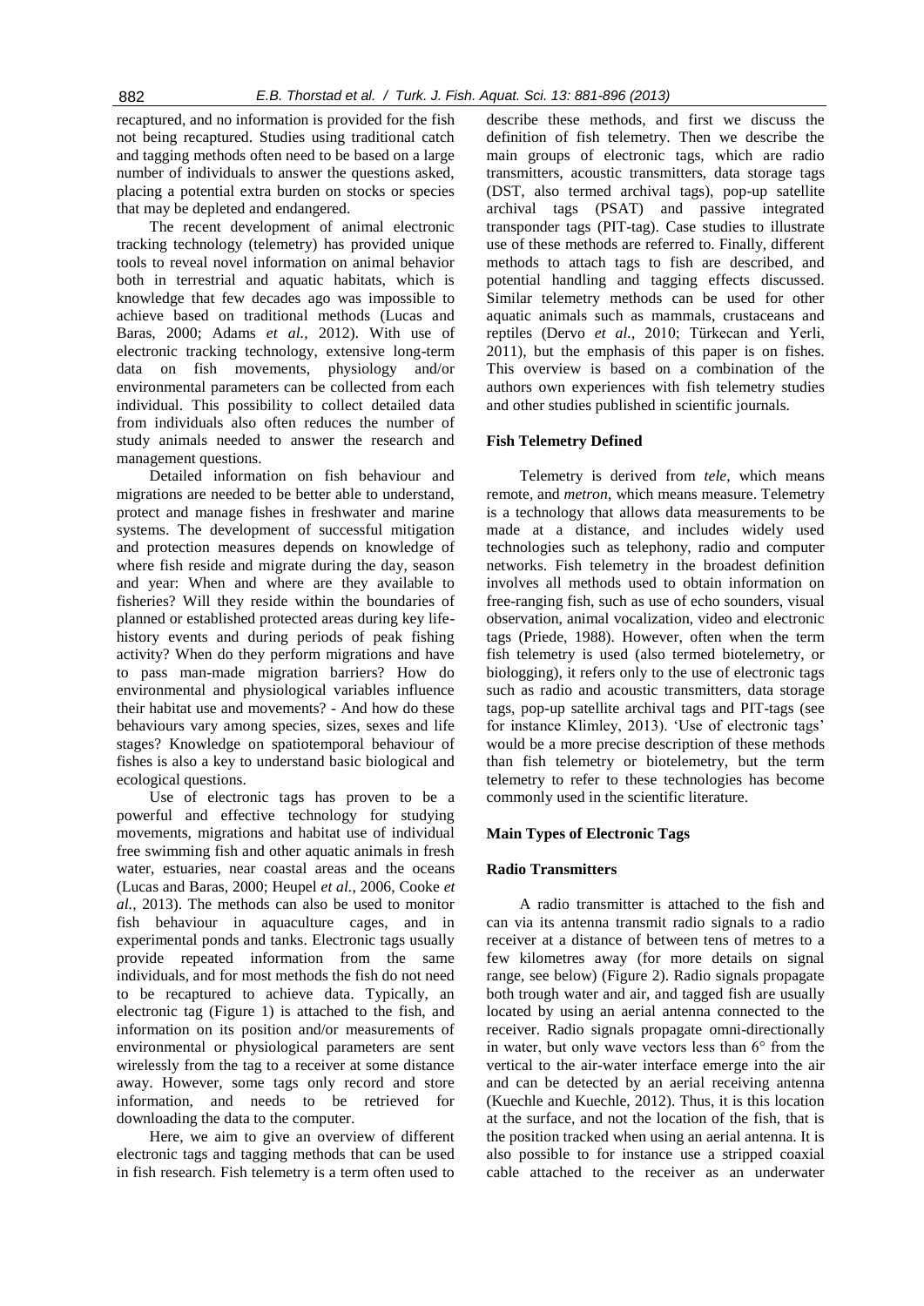recaptured, and no information is provided for the fish not being recaptured. Studies using traditional catch and tagging methods often need to be based on a large number of individuals to answer the questions asked, placing a potential extra burden on stocks or species that may be depleted and endangered.

The recent development of animal electronic tracking technology (telemetry) has provided unique tools to reveal novel information on animal behavior both in terrestrial and aquatic habitats, which is knowledge that few decades ago was impossible to achieve based on traditional methods (Lucas and Baras, 2000; Adams *et al.*, 2012). With use of electronic tracking technology, extensive long-term data on fish movements, physiology and/or environmental parameters can be collected from each individual. This possibility to collect detailed data from individuals also often reduces the number of study animals needed to answer the research and management questions.

Detailed information on fish behaviour and migrations are needed to be better able to understand, protect and manage fishes in freshwater and marine systems. The development of successful mitigation and protection measures depends on knowledge of where fish reside and migrate during the day, season and year: When and where are they available to fisheries? Will they reside within the boundaries of planned or established protected areas during key life-history events and during periods of peak fishing activity? When do they perform migrations and have to pass man-made migration barriers? How do environmental and physiological variables influence their habitat use and movements? - And how do these behaviours vary among species, sizes, sexes and life stages? Knowledge on spatiotemporal behaviour of fishes is also a key to understand basic biological and ecological questions.

Use of electronic tags has proven to be a powerful and effective technology for studying movements, migrations and habitat use of individual free swimming fish and other aquatic animals in fresh water, estuaries, near coastal areas and the oceans (Lucas and Baras, 2000; Heupel *et al.*, 2006, Cooke *et al.*, 2013). The methods can also be used to monitor fish behaviour in aquaculture cages, and in experimental ponds and tanks. Electronic tags usually provide repeated information from the same individuals, and for most methods the fish do not need to be recaptured to achieve data. Typically, an electronic tag (Figure 1) is attached to the fish, and information on its position and/or measurements of environmental or physiological parameters are sent wirelessly from the tag to a receiver at some distance away. However, some tags only record and store information, and needs to be retrieved for downloading the data to the computer.

Here, we aim to give an overview of different electronic tags and tagging methods that can be used in fish research. Fish telemetry is a term often used to describe these methods, and first we discuss the definition of fish telemetry. Then we describe the main groups of electronic tags, which are radio transmitters, acoustic transmitters, data storage tags (DST, also termed archival tags), pop-up satellite archival tags (PSAT) and passive integrated transponder tags (PIT-tag). Case studies to illustrate use of these methods are referred to. Finally, different methods to attach tags to fish are described, and potential handling and tagging effects discussed. Similar telemetry methods can be used for other aquatic animals such as mammals, crustaceans and reptiles (Dervo *et al.*, 2010; Türkecan and Yerli, 2011), but the emphasis of this paper is on fishes. This overview is based on a combination of the authors own experiences with fish telemetry studies and other studies published in scientific journals.

## Fish Telemetry Defined

Telemetry is derived from *tele*, which means remote, and *metron*, which means measure. Telemetry is a technology that allows data measurements to be made at a distance, and includes widely used technologies such as telephony, radio and computer networks. Fish telemetry in the broadest definition involves all methods used to obtain information on free-ranging fish, such as use of echo sounders, visual observation, animal vocalization, video and electronic tags (Priede, 1988). However, often when the term fish telemetry is used (also termed biotelemetry, or biologging), it refers only to the use of electronic tags such as radio and acoustic transmitters, data storage tags, pop-up satellite archival tags and PIT-tags (see for instance Klimley, 2013). 'Use of electronic tags' would be a more precise description of these methods than fish telemetry or biotelemetry, but the term telemetry to refer to these technologies has become commonly used in the scientific literature.

## Main Types of Electronic Tags

### Radio Transmitters

A radio transmitter is attached to the fish and can via its antenna transmit radio signals to a radio receiver at a distance of between tens of metres to a few kilometres away (for more details on signal range, see below) (Figure 2). Radio signals propagate both trough water and air, and tagged fish are usually located by using an aerial antenna connected to the receiver. Radio signals propagate omni-directionally in water, but only wave vectors less than 6° from the vertical to the air-water interface emerge into the air and can be detected by an aerial receiving antenna (Kuechle and Kuechle, 2012). Thus, it is this location at the surface, and not the location of the fish, that is the position tracked when using an aerial antenna. It is also possible to for instance use a stripped coaxial cable attached to the receiver as an underwater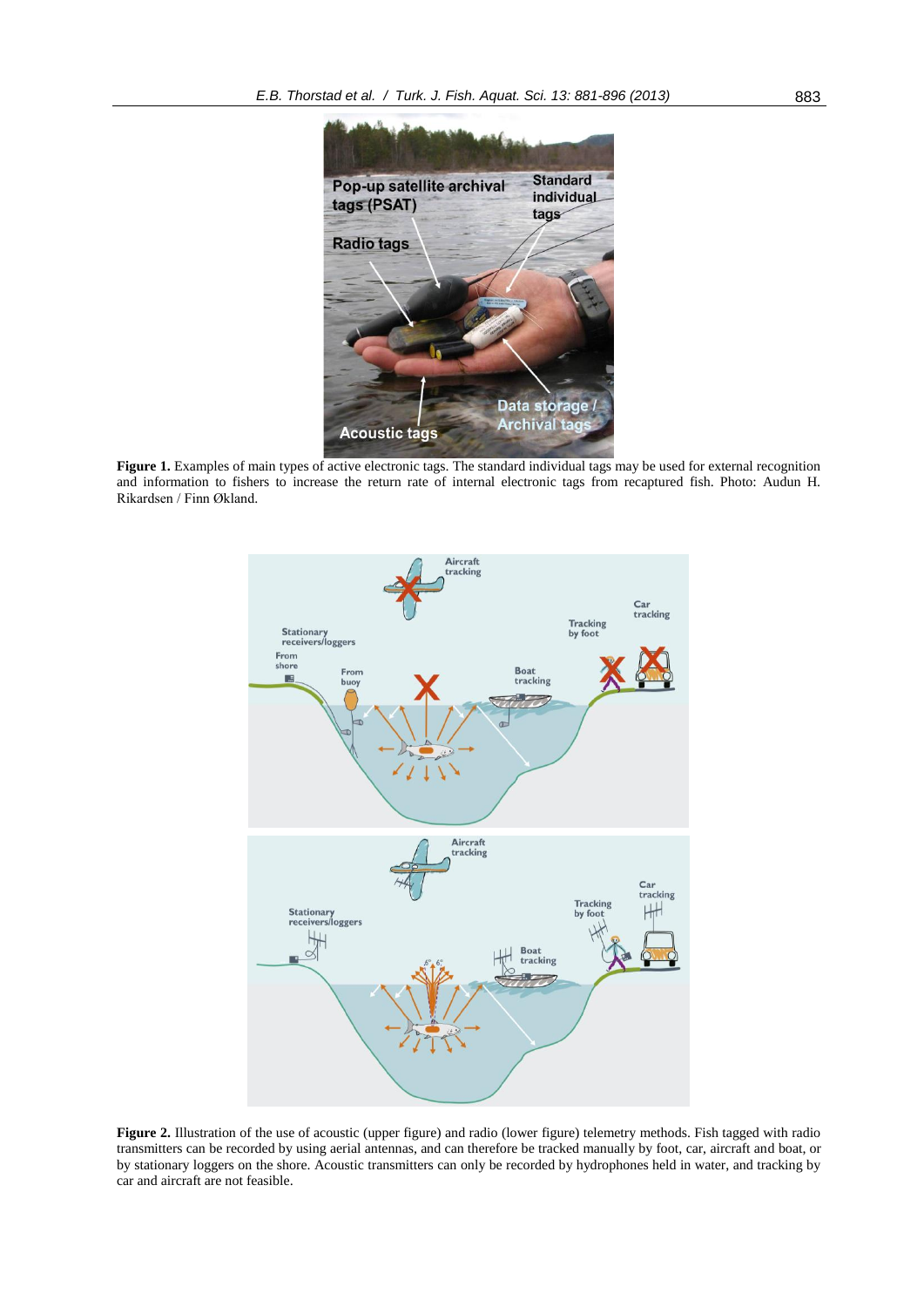**Figure 1.** Examples of main types of active electronic tags. The standard individual tags may be used for external recognition and information to fishers to increase the return rate of internal electronic tags from recaptured fish. Photo: Audun H. Rikardsen / Finn Økland.

**Figure 2.** Illustration of the use of acoustic (upper figure) and radio (lower figure) telemetry methods. Fish tagged with radio transmitters can be recorded by using aerial antennas, and can therefore be tracked manually by foot, car, aircraft and boat, or by stationary loggers on the shore. Acoustic transmitters can only be recorded by hydrophones held in water, and tracking by car and aircraft are not feasible.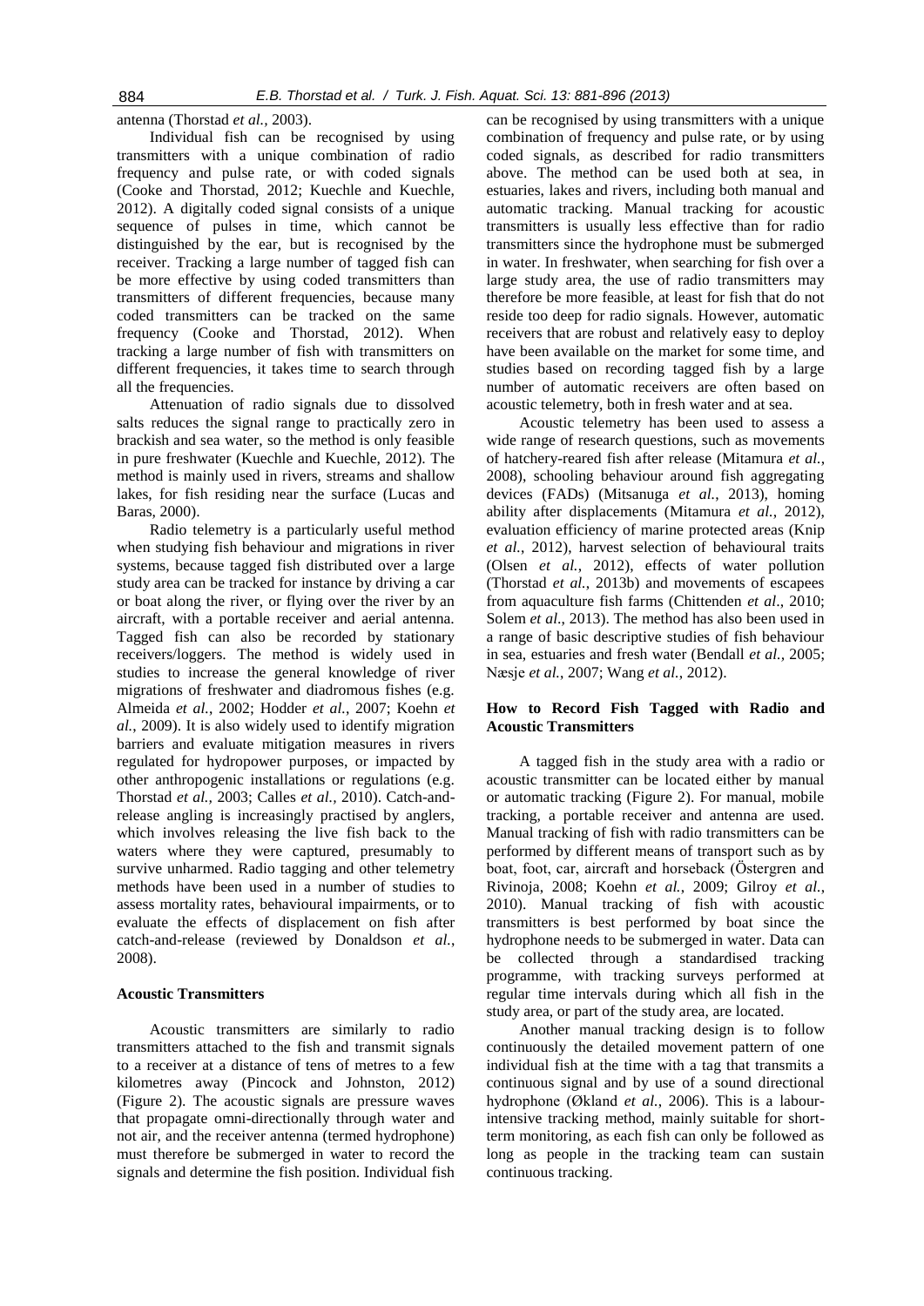antenna (Thorstad *et al.*, 2003).

Individual fish can be recognised by using transmitters with a unique combination of radio frequency and pulse rate, or with coded signals (Cooke and Thorstad, 2012; Kuechle and Kuechle, 2012). A digitally coded signal consists of a unique sequence of pulses in time, which cannot be distinguished by the ear, but is recognised by the receiver. Tracking a large number of tagged fish can be more effective by using coded transmitters than transmitters of different frequencies, because many coded transmitters can be tracked on the same frequency (Cooke and Thorstad, 2012). When tracking a large number of fish with transmitters on different frequencies, it takes time to search through all the frequencies.

Attenuation of radio signals due to dissolved salts reduces the signal range to practically zero in brackish and sea water, so the method is only feasible in pure freshwater (Kuechle and Kuechle, 2012). The method is mainly used in rivers, streams and shallow lakes, for fish residing near the surface (Lucas and Baras, 2000).

Radio telemetry is a particularly useful method when studying fish behaviour and migrations in river systems, because tagged fish distributed over a large study area can be tracked for instance by driving a car or boat along the river, or flying over the river by an aircraft, with a portable receiver and aerial antenna. Tagged fish can also be recorded by stationary receivers/loggers. The method is widely used in studies to increase the general knowledge of river migrations of freshwater and diadromous fishes (e.g. Almeida *et al.*, 2002; Hodder *et al.*, 2007; Koehn *et al.*, 2009). It is also widely used to identify migration barriers and evaluate mitigation measures in rivers regulated for hydropower purposes, or impacted by other anthropogenic installations or regulations (e.g. Thorstad *et al.*, 2003; Calles *et al.*, 2010). Catch-and-release angling is increasingly practised by anglers, which involves releasing the live fish back to the waters where they were captured, presumably to survive unharmed. Radio tagging and other telemetry methods have been used in a number of studies to assess mortality rates, behavioural impairments, or to evaluate the effects of displacement on fish after catch-and-release (reviewed by Donaldson *et al.*, 2008).

### Acoustic Transmitters

Acoustic transmitters are similarly to radio transmitters attached to the fish and transmit signals to a receiver at a distance of tens of metres to a few kilometres away (Pincock and Johnston, 2012) (Figure 2). The acoustic signals are pressure waves that propagate omni-directionally through water and not air, and the receiver antenna (termed hydrophone) must therefore be submerged in water to record the signals and determine the fish position. Individual fish can be recognised by using transmitters with a unique combination of frequency and pulse rate, or by using coded signals, as described for radio transmitters above. The method can be used both at sea, in estuaries, lakes and rivers, including both manual and automatic tracking. Manual tracking for acoustic transmitters is usually less effective than for radio transmitters since the hydrophone must be submerged in water. In freshwater, when searching for fish over a large study area, the use of radio transmitters may therefore be more feasible, at least for fish that do not reside too deep for radio signals. However, automatic receivers that are robust and relatively easy to deploy have been available on the market for some time, and studies based on recording tagged fish by a large number of automatic receivers are often based on acoustic telemetry, both in fresh water and at sea.

Acoustic telemetry has been used to assess a wide range of research questions, such as movements of hatchery-reared fish after release (Mitamura *et al.*, 2008), schooling behaviour around fish aggregating devices (FADs) (Mitsanuga *et al.*, 2013), homing ability after displacements (Mitamura *et al.*, 2012), evaluation efficiency of marine protected areas (Knip *et al.*, 2012), harvest selection of behavioural traits (Olsen *et al.*, 2012), effects of water pollution (Thorstad *et al.*, 2013b) and movements of escapees from aquaculture fish farms (Chittenden *et al*., 2010; Solem *et al*., 2013). The method has also been used in a range of basic descriptive studies of fish behaviour in sea, estuaries and fresh water (Bendall *et al.*, 2005; Næsje *et al.*, 2007; Wang *et al.*, 2012).

### How to Record Fish Tagged with Radio and Acoustic Transmitters

A tagged fish in the study area with a radio or acoustic transmitter can be located either by manual or automatic tracking (Figure 2). For manual, mobile tracking, a portable receiver and antenna are used. Manual tracking of fish with radio transmitters can be performed by different means of transport such as by boat, foot, car, aircraft and horseback (Östergren and Rivinoja, 2008; Koehn *et al.*, 2009; Gilroy *et al.*, 2010). Manual tracking of fish with acoustic transmitters is best performed by boat since the hydrophone needs to be submerged in water. Data can be collected through a standardised tracking programme, with tracking surveys performed at regular time intervals during which all fish in the study area, or part of the study area, are located.

Another manual tracking design is to follow continuously the detailed movement pattern of one individual fish at the time with a tag that transmits a continuous signal and by use of a sound directional hydrophone (Økland *et al.*, 2006). This is a labour-intensive tracking method, mainly suitable for short-term monitoring, as each fish can only be followed as long as people in the tracking team can sustain continuous tracking.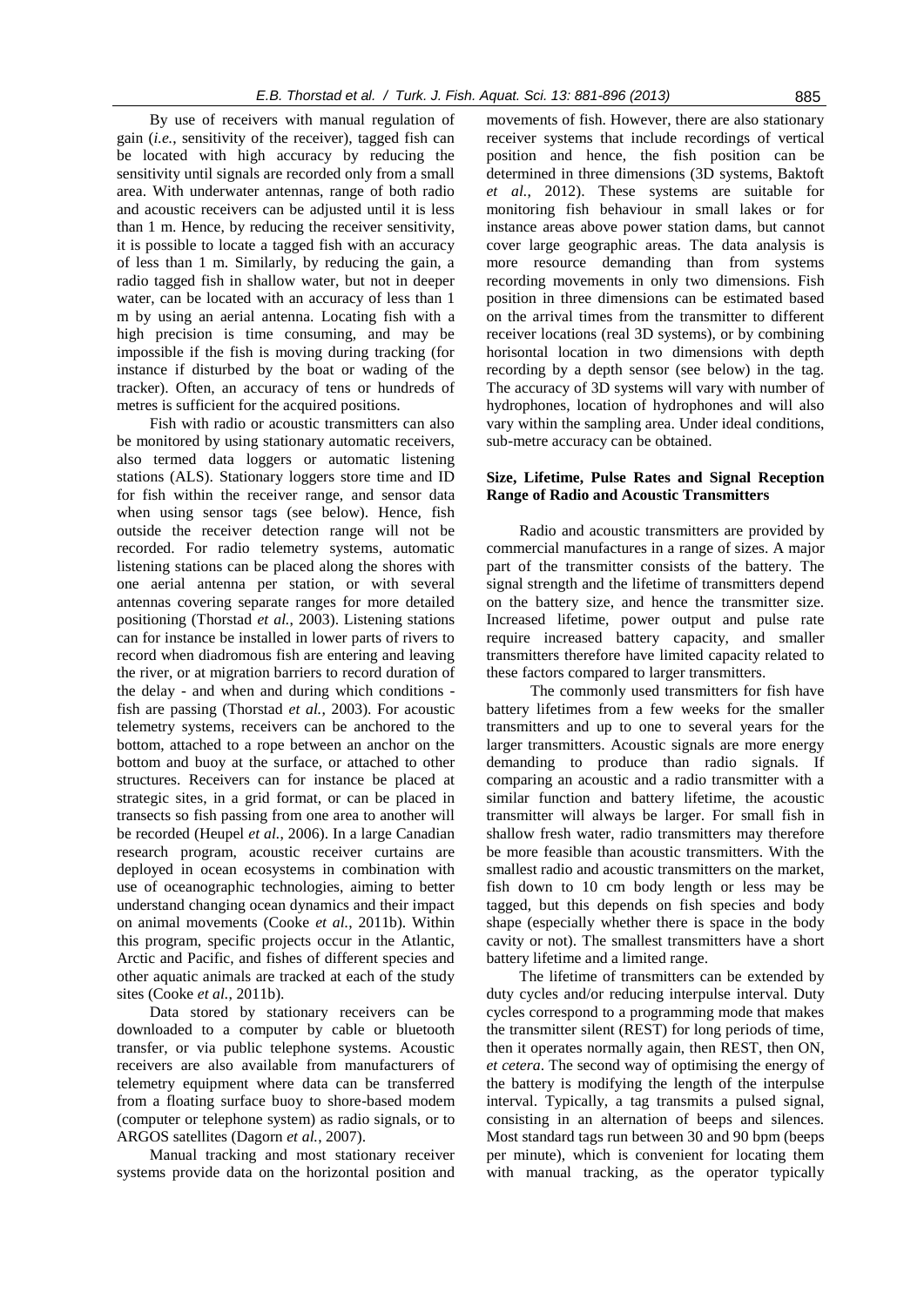By use of receivers with manual regulation of gain (*i.e.*, sensitivity of the receiver), tagged fish can be located with high accuracy by reducing the sensitivity until signals are recorded only from a small area. With underwater antennas, range of both radio and acoustic receivers can be adjusted until it is less than 1 m. Hence, by reducing the receiver sensitivity, it is possible to locate a tagged fish with an accuracy of less than 1 m. Similarly, by reducing the gain, a radio tagged fish in shallow water, but not in deeper water, can be located with an accuracy of less than 1 m by using an aerial antenna. Locating fish with a high precision is time consuming, and may be impossible if the fish is moving during tracking (for instance if disturbed by the boat or wading of the tracker). Often, an accuracy of tens or hundreds of metres is sufficient for the acquired positions.

Fish with radio or acoustic transmitters can also be monitored by using stationary automatic receivers, also termed data loggers or automatic listening stations (ALS). Stationary loggers store time and ID for fish within the receiver range, and sensor data when using sensor tags (see below). Hence, fish outside the receiver detection range will not be recorded. For radio telemetry systems, automatic listening stations can be placed along the shores with one aerial antenna per station, or with several antennas covering separate ranges for more detailed positioning (Thorstad *et al.*, 2003). Listening stations can for instance be installed in lower parts of rivers to record when diadromous fish are entering and leaving the river, or at migration barriers to record duration of the delay - and when and during which conditions - fish are passing (Thorstad *et al.*, 2003). For acoustic telemetry systems, receivers can be anchored to the bottom, attached to a rope between an anchor on the bottom and buoy at the surface, or attached to other structures. Receivers can for instance be placed at strategic sites, in a grid format, or can be placed in transects so fish passing from one area to another will be recorded (Heupel *et al.*, 2006). In a large Canadian research program, acoustic receiver curtains are deployed in ocean ecosystems in combination with use of oceanographic technologies, aiming to better understand changing ocean dynamics and their impact on animal movements (Cooke *et al.*, 2011b). Within this program, specific projects occur in the Atlantic, Arctic and Pacific, and fishes of different species and other aquatic animals are tracked at each of the study sites (Cooke *et al.*, 2011b).

Data stored by stationary receivers can be downloaded to a computer by cable or bluetooth transfer, or via public telephone systems. Acoustic receivers are also available from manufacturers of telemetry equipment where data can be transferred from a floating surface buoy to shore-based modem (computer or telephone system) as radio signals, or to ARGOS satellites (Dagorn *et al.*, 2007).

Manual tracking and most stationary receiver systems provide data on the horizontal position and movements of fish. However, there are also stationary receiver systems that include recordings of vertical position and hence, the fish position can be determined in three dimensions (3D systems, Baktoft *et al.*, 2012). These systems are suitable for monitoring fish behaviour in small lakes or for instance areas above power station dams, but cannot cover large geographic areas. The data analysis is more resource demanding than from systems recording movements in only two dimensions. Fish position in three dimensions can be estimated based on the arrival times from the transmitter to different receiver locations (real 3D systems), or by combining horisontal location in two dimensions with depth recording by a depth sensor (see below) in the tag. The accuracy of 3D systems will vary with number of hydrophones, location of hydrophones and will also vary within the sampling area. Under ideal conditions, sub-metre accuracy can be obtained.

## Size, Lifetime, Pulse Rates and Signal Reception Range of Radio and Acoustic Transmitters

Radio and acoustic transmitters are provided by commercial manufactures in a range of sizes. A major part of the transmitter consists of the battery. The signal strength and the lifetime of transmitters depend on the battery size, and hence the transmitter size. Increased lifetime, power output and pulse rate require increased battery capacity, and smaller transmitters therefore have limited capacity related to these factors compared to larger transmitters.

The commonly used transmitters for fish have battery lifetimes from a few weeks for the smaller transmitters and up to one to several years for the larger transmitters. Acoustic signals are more energy demanding to produce than radio signals. If comparing an acoustic and a radio transmitter with a similar function and battery lifetime, the acoustic transmitter will always be larger. For small fish in shallow fresh water, radio transmitters may therefore be more feasible than acoustic transmitters. With the smallest radio and acoustic transmitters on the market, fish down to 10 cm body length or less may be tagged, but this depends on fish species and body shape (especially whether there is space in the body cavity or not). The smallest transmitters have a short battery lifetime and a limited range.

The lifetime of transmitters can be extended by duty cycles and/or reducing interpulse interval. Duty cycles correspond to a programming mode that makes the transmitter silent (REST) for long periods of time, then it operates normally again, then REST, then ON, *et cetera*. The second way of optimising the energy of the battery is modifying the length of the interpulse interval. Typically, a tag transmits a pulsed signal, consisting in an alternation of beeps and silences. Most standard tags run between 30 and 90 bpm (beeps per minute), which is convenient for locating them with manual tracking, as the operator typically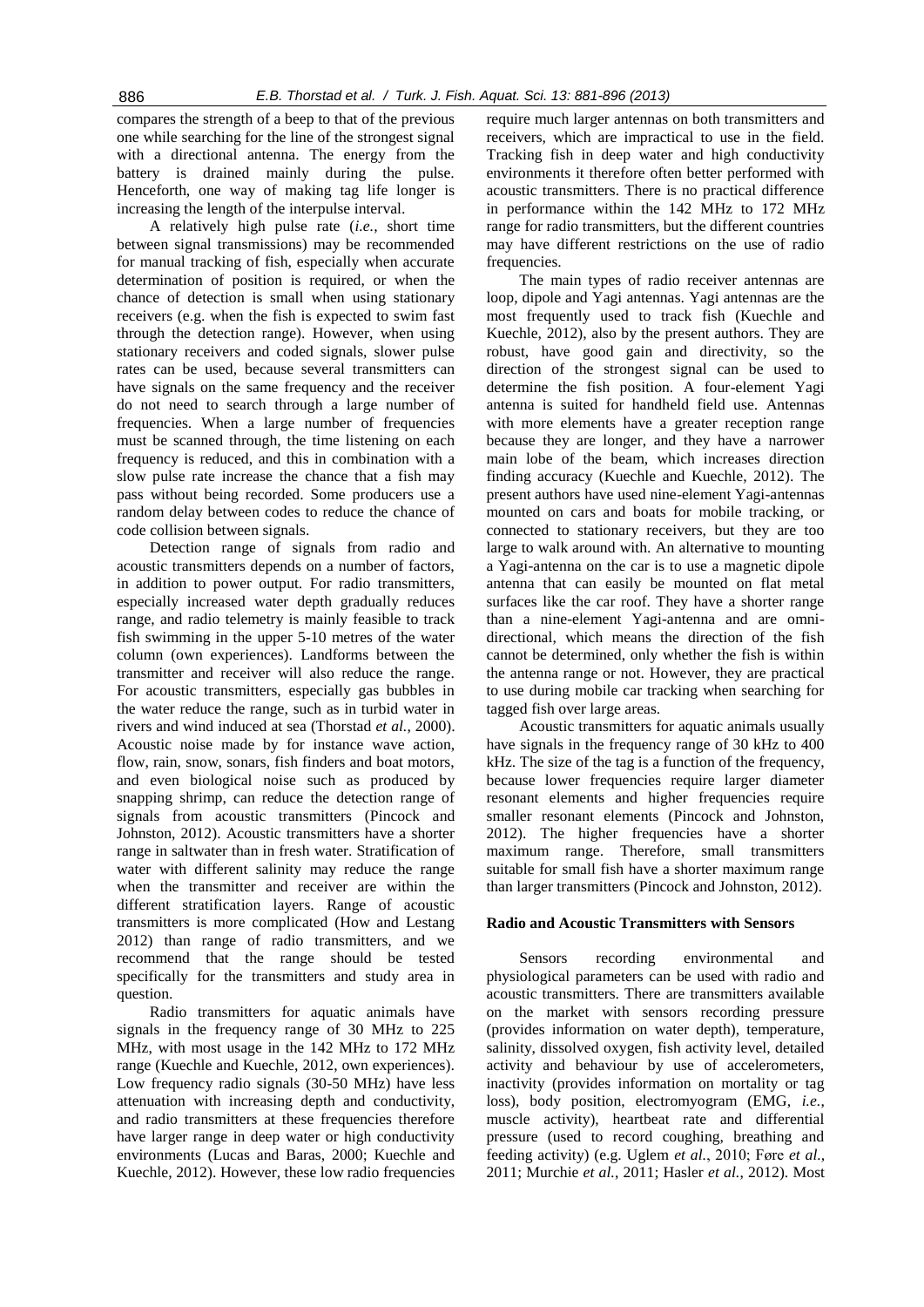compares the strength of a beep to that of the previous one while searching for the line of the strongest signal with a directional antenna. The energy from the battery is drained mainly during the pulse. Henceforth, one way of making tag life longer is increasing the length of the interpulse interval.

A relatively high pulse rate (*i.e.*, short time between signal transmissions) may be recommended for manual tracking of fish, especially when accurate determination of position is required, or when the chance of detection is small when using stationary receivers (e.g. when the fish is expected to swim fast through the detection range). However, when using stationary receivers and coded signals, slower pulse rates can be used, because several transmitters can have signals on the same frequency and the receiver do not need to search through a large number of frequencies. When a large number of frequencies must be scanned through, the time listening on each frequency is reduced, and this in combination with a slow pulse rate increase the chance that a fish may pass without being recorded. Some producers use a random delay between codes to reduce the chance of code collision between signals.

Detection range of signals from radio and acoustic transmitters depends on a number of factors, in addition to power output. For radio transmitters, especially increased water depth gradually reduces range, and radio telemetry is mainly feasible to track fish swimming in the upper 5-10 metres of the water column (own experiences). Landforms between the transmitter and receiver will also reduce the range. For acoustic transmitters, especially gas bubbles in the water reduce the range, such as in turbid water in rivers and wind induced at sea (Thorstad *et al.*, 2000). Acoustic noise made by for instance wave action, flow, rain, snow, sonars, fish finders and boat motors, and even biological noise such as produced by snapping shrimp, can reduce the detection range of signals from acoustic transmitters (Pincock and Johnston, 2012). Acoustic transmitters have a shorter range in saltwater than in fresh water. Stratification of water with different salinity may reduce the range when the transmitter and receiver are within the different stratification layers. Range of acoustic transmitters is more complicated (How and Lestang 2012) than range of radio transmitters, and we recommend that the range should be tested specifically for the transmitters and study area in question.

Radio transmitters for aquatic animals have signals in the frequency range of 30 MHz to 225 MHz, with most usage in the 142 MHz to 172 MHz range (Kuechle and Kuechle, 2012, own experiences). Low frequency radio signals (30-50 MHz) have less attenuation with increasing depth and conductivity, and radio transmitters at these frequencies therefore have larger range in deep water or high conductivity environments (Lucas and Baras, 2000; Kuechle and Kuechle, 2012). However, these low radio frequencies require much larger antennas on both transmitters and receivers, which are impractical to use in the field. Tracking fish in deep water and high conductivity environments it therefore often better performed with acoustic transmitters. There is no practical difference in performance within the 142 MHz to 172 MHz range for radio transmitters, but the different countries may have different restrictions on the use of radio frequencies.

The main types of radio receiver antennas are loop, dipole and Yagi antennas. Yagi antennas are the most frequently used to track fish (Kuechle and Kuechle, 2012), also by the present authors. They are robust, have good gain and directivity, so the direction of the strongest signal can be used to determine the fish position. A four-element Yagi antenna is suited for handheld field use. Antennas with more elements have a greater reception range because they are longer, and they have a narrower main lobe of the beam, which increases direction finding accuracy (Kuechle and Kuechle, 2012). The present authors have used nine-element Yagi-antennas mounted on cars and boats for mobile tracking, or connected to stationary receivers, but they are too large to walk around with. An alternative to mounting a Yagi-antenna on the car is to use a magnetic dipole antenna that can easily be mounted on flat metal surfaces like the car roof. They have a shorter range than a nine-element Yagi-antenna and are omni-directional, which means the direction of the fish cannot be determined, only whether the fish is within the antenna range or not. However, they are practical to use during mobile car tracking when searching for tagged fish over large areas.

Acoustic transmitters for aquatic animals usually have signals in the frequency range of 30 kHz to 400 kHz. The size of the tag is a function of the frequency, because lower frequencies require larger diameter resonant elements and higher frequencies require smaller resonant elements (Pincock and Johnston, 2012). The higher frequencies have a shorter maximum range. Therefore, small transmitters suitable for small fish have a shorter maximum range than larger transmitters (Pincock and Johnston, 2012).

### Radio and Acoustic Transmitters with Sensors

Sensors recording environmental and physiological parameters can be used with radio and acoustic transmitters. There are transmitters available on the market with sensors recording pressure (provides information on water depth), temperature, salinity, dissolved oxygen, fish activity level, detailed activity and behaviour by use of accelerometers, inactivity (provides information on mortality or tag loss), body position, electromyogram (EMG, *i.e.*, muscle activity), heartbeat rate and differential pressure (used to record coughing, breathing and feeding activity) (e.g. Uglem *et al.*, 2010; Føre *et al.*, 2011; Murchie *et al.*, 2011; Hasler *et al.*, 2012). Most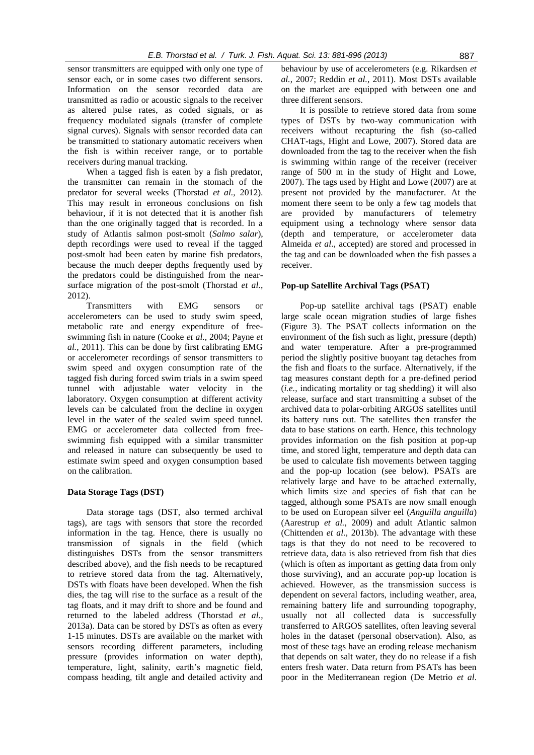sensor transmitters are equipped with only one type of sensor each, or in some cases two different sensors. Information on the sensor recorded data are transmitted as radio or acoustic signals to the receiver as altered pulse rates, as coded signals, or as frequency modulated signals (transfer of complete signal curves). Signals with sensor recorded data can be transmitted to stationary automatic receivers when the fish is within receiver range, or to portable receivers during manual tracking.

When a tagged fish is eaten by a fish predator, the transmitter can remain in the stomach of the predator for several weeks (Thorstad *et al*., 2012). This may result in erroneous conclusions on fish behaviour, if it is not detected that it is another fish than the one originally tagged that is recorded. In a study of Atlantis salmon post-smolt (*Salmo salar*), depth recordings were used to reveal if the tagged post-smolt had been eaten by marine fish predators, because the much deeper depths frequently used by the predators could be distinguished from the near-surface migration of the post-smolt (Thorstad *et al*., 2012).

Transmitters with EMG sensors or accelerometers can be used to study swim speed, metabolic rate and energy expenditure of free-swimming fish in nature (Cooke *et al.*, 2004; Payne *et al.*, 2011). This can be done by first calibrating EMG or accelerometer recordings of sensor transmitters to swim speed and oxygen consumption rate of the tagged fish during forced swim trials in a swim speed tunnel with adjustable water velocity in the laboratory. Oxygen consumption at different activity levels can be calculated from the decline in oxygen level in the water of the sealed swim speed tunnel. EMG or accelerometer data collected from free-swimming fish equipped with a similar transmitter and released in nature can subsequently be used to estimate swim speed and oxygen consumption based on the calibration.

### Data Storage Tags (DST)

Data storage tags (DST, also termed archival tags), are tags with sensors that store the recorded information in the tag. Hence, there is usually no transmission of signals in the field (which distinguishes DSTs from the sensor transmitters described above), and the fish needs to be recaptured to retrieve stored data from the tag. Alternatively, DSTs with floats have been developed. When the fish dies, the tag will rise to the surface as a result of the tag floats, and it may drift to shore and be found and returned to the labeled address (Thorstad *et al*., 2013a). Data can be stored by DSTs as often as every 1-15 minutes. DSTs are available on the market with sensors recording different parameters, including pressure (provides information on water depth), temperature, light, salinity, earth's magnetic field, compass heading, tilt angle and detailed activity and behaviour by use of accelerometers (e.g. Rikardsen *et al.*, 2007; Reddin *et al.*, 2011). Most DSTs available on the market are equipped with between one and three different sensors.

It is possible to retrieve stored data from some types of DSTs by two-way communication with receivers without recapturing the fish (so-called CHAT-tags, Hight and Lowe, 2007). Stored data are downloaded from the tag to the receiver when the fish is swimming within range of the receiver (receiver range of 500 m in the study of Hight and Lowe, 2007). The tags used by Hight and Lowe (2007) are at present not provided by the manufacturer. At the moment there seem to be only a few tag models that are provided by manufacturers of telemetry equipment using a technology where sensor data (depth and temperature, or accelerometer data Almeida *et al*., accepted) are stored and processed in the tag and can be downloaded when the fish passes a receiver.

### Pop-up Satellite Archival Tags (PSAT)

Pop-up satellite archival tags (PSAT) enable large scale ocean migration studies of large fishes (Figure 3). The PSAT collects information on the environment of the fish such as light, pressure (depth) and water temperature. After a pre-programmed period the slightly positive buoyant tag detaches from the fish and floats to the surface. Alternatively, if the tag measures constant depth for a pre-defined period (*i.e.*, indicating mortality or tag shedding) it will also release, surface and start transmitting a subset of the archived data to polar-orbiting ARGOS satellites until its battery runs out. The satellites then transfer the data to base stations on earth. Hence, this technology provides information on the fish position at pop-up time, and stored light, temperature and depth data can be used to calculate fish movements between tagging and the pop-up location (see below). PSATs are relatively large and have to be attached externally, which limits size and species of fish that can be tagged, although some PSATs are now small enough to be used on European silver eel (*Anguilla anguilla*) (Aarestrup *et al.*, 2009) and adult Atlantic salmon (Chittenden *et al.*, 2013b). The advantage with these tags is that they do not need to be recovered to retrieve data, data is also retrieved from fish that dies (which is often as important as getting data from only those surviving), and an accurate pop-up location is achieved. However, as the transmission success is dependent on several factors, including weather, area, remaining battery life and surrounding topography, usually not all collected data is successfully transferred to ARGOS satellites, often leaving several holes in the dataset (personal observation). Also, as most of these tags have an eroding release mechanism that depends on salt water, they do no release if a fish enters fresh water. Data return from PSATs has been poor in the Mediterranean region (De Metrio *et al*.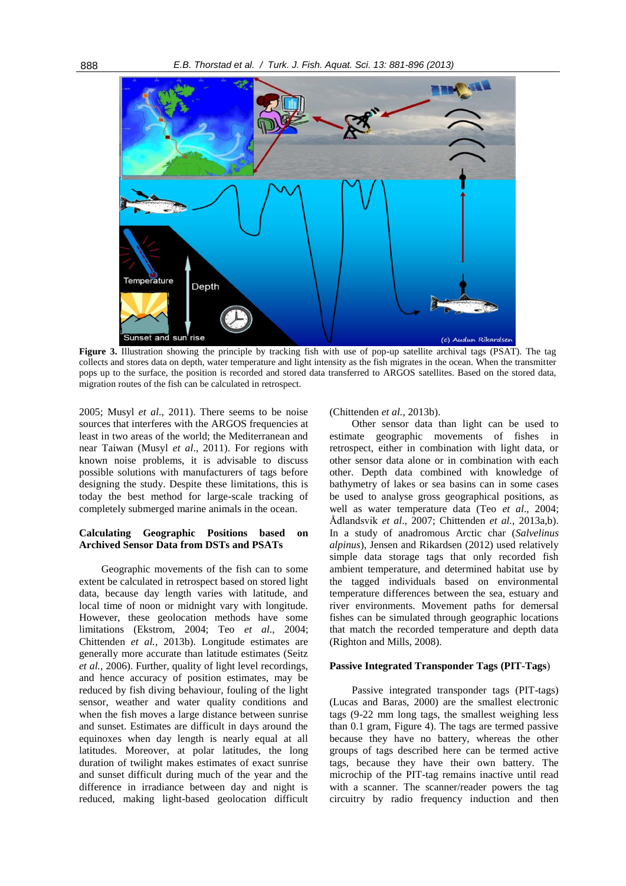**Figure 3.** Illustration showing the principle by tracking fish with use of pop-up satellite archival tags (PSAT). The tag collects and stores data on depth, water temperature and light intensity as the fish migrates in the ocean. When the transmitter pops up to the surface, the position is recorded and stored data transferred to ARGOS satellites. Based on the stored data, migration routes of the fish can be calculated in retrospect.

2005; Musyl *et al*., 2011). There seems to be noise sources that interferes with the ARGOS frequencies at least in two areas of the world; the Mediterranean and near Taiwan (Musyl *et al*., 2011). For regions with known noise problems, it is advisable to discuss possible solutions with manufacturers of tags before designing the study. Despite these limitations, this is today the best method for large-scale tracking of completely submerged marine animals in the ocean.

**Calculating Geographic Positions based on Archived Sensor Data from DSTs and PSATs**

Geographic movements of the fish can to some extent be calculated in retrospect based on stored light data, because day length varies with latitude, and local time of noon or midnight vary with longitude. However, these geolocation methods have some limitations (Ekstrom, 2004; Teo *et al*., 2004; Chittenden *et al.*, 2013b). Longitude estimates are generally more accurate than latitude estimates (Seitz *et al.*, 2006). Further, quality of light level recordings, and hence accuracy of position estimates, may be reduced by fish diving behaviour, fouling of the light sensor, weather and water quality conditions and when the fish moves a large distance between sunrise and sunset. Estimates are difficult in days around the equinoxes when day length is nearly equal at all latitudes. Moreover, at polar latitudes, the long duration of twilight makes estimates of exact sunrise and sunset difficult during much of the year and the difference in irradiance between day and night is reduced, making light-based geolocation difficult (Chittenden *et al.*, 2013b).

Other sensor data than light can be used to estimate geographic movements of fishes in retrospect, either in combination with light data, or other sensor data alone or in combination with each other. Depth data combined with knowledge of bathymetry of lakes or sea basins can in some cases be used to analyse gross geographical positions, as well as water temperature data (Teo *et al*., 2004; Ådlandsvik *et al*., 2007; Chittenden *et al.*, 2013a,b). In a study of anadromous Arctic char (*Salvelinus alpinus*), Jensen and Rikardsen (2012) used relatively simple data storage tags that only recorded fish ambient temperature, and determined habitat use by the tagged individuals based on environmental temperature differences between the sea, estuary and river environments. Movement paths for demersal fishes can be simulated through geographic locations that match the recorded temperature and depth data (Righton and Mills, 2008).

**Passive Integrated Transponder Tags (PIT-Tags)**

Passive integrated transponder tags (PIT-tags) (Lucas and Baras, 2000) are the smallest electronic tags (9-22 mm long tags, the smallest weighing less than 0.1 gram, Figure 4). The tags are termed passive because they have no battery, whereas the other groups of tags described here can be termed active tags, because they have their own battery. The microchip of the PIT-tag remains inactive until read with a scanner. The scanner/reader powers the tag circuitry by radio frequency induction and then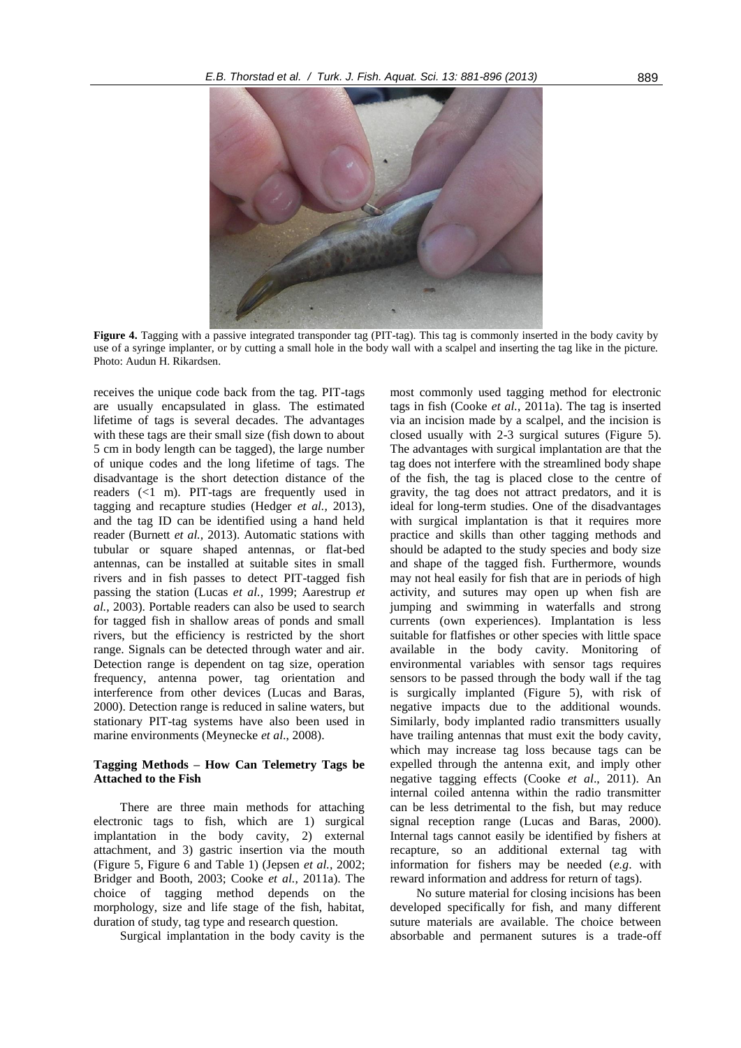**Figure 4.** Tagging with a passive integrated transponder tag (PIT-tag). This tag is commonly inserted in the body cavity by use of a syringe implanter, or by cutting a small hole in the body wall with a scalpel and inserting the tag like in the picture. Photo: Audun H. Rikardsen.

receives the unique code back from the tag. PIT-tags are usually encapsulated in glass. The estimated lifetime of tags is several decades. The advantages with these tags are their small size (fish down to about 5 cm in body length can be tagged), the large number of unique codes and the long lifetime of tags. The disadvantage is the short detection distance of the readers (<1 m). PIT-tags are frequently used in tagging and recapture studies (Hedger *et al.,* 2013), and the tag ID can be identified using a hand held reader (Burnett *et al.,* 2013). Automatic stations with tubular or square shaped antennas, or flat-bed antennas, can be installed at suitable sites in small rivers and in fish passes to detect PIT-tagged fish passing the station (Lucas *et al.,* 1999; Aarestrup *et al.,* 2003). Portable readers can also be used to search for tagged fish in shallow areas of ponds and small rivers, but the efficiency is restricted by the short range. Signals can be detected through water and air. Detection range is dependent on tag size, operation frequency, antenna power, tag orientation and interference from other devices (Lucas and Baras, 2000). Detection range is reduced in saline waters, but stationary PIT-tag systems have also been used in marine environments (Meynecke *et al*., 2008).

### Tagging Methods – How Can Telemetry Tags be Attached to the Fish

There are three main methods for attaching electronic tags to fish, which are 1) surgical implantation in the body cavity, 2) external attachment, and 3) gastric insertion via the mouth (Figure 5, Figure 6 and Table 1) (Jepsen *et al.,* 2002; Bridger and Booth, 2003; Cooke *et al.*, 2011a). The choice of tagging method depends on the morphology, size and life stage of the fish, habitat, duration of study, tag type and research question.

Surgical implantation in the body cavity is the most commonly used tagging method for electronic tags in fish (Cooke *et al.,* 2011a). The tag is inserted via an incision made by a scalpel, and the incision is closed usually with 2-3 surgical sutures (Figure 5). The advantages with surgical implantation are that the tag does not interfere with the streamlined body shape of the fish, the tag is placed close to the centre of gravity, the tag does not attract predators, and it is ideal for long-term studies. One of the disadvantages with surgical implantation is that it requires more practice and skills than other tagging methods and should be adapted to the study species and body size and shape of the tagged fish. Furthermore, wounds may not heal easily for fish that are in periods of high activity, and sutures may open up when fish are jumping and swimming in waterfalls and strong currents (own experiences). Implantation is less suitable for flatfishes or other species with little space available in the body cavity. Monitoring of environmental variables with sensor tags requires sensors to be passed through the body wall if the tag is surgically implanted (Figure 5), with risk of negative impacts due to the additional wounds. Similarly, body implanted radio transmitters usually have trailing antennas that must exit the body cavity, which may increase tag loss because tags can be expelled through the antenna exit, and imply other negative tagging effects (Cooke *et al*., 2011). An internal coiled antenna within the radio transmitter can be less detrimental to the fish, but may reduce signal reception range (Lucas and Baras, 2000). Internal tags cannot easily be identified by fishers at recapture, so an additional external tag with information for fishers may be needed (*e.g*. with reward information and address for return of tags).

No suture material for closing incisions has been developed specifically for fish, and many different suture materials are available. The choice between absorbable and permanent sutures is a trade-off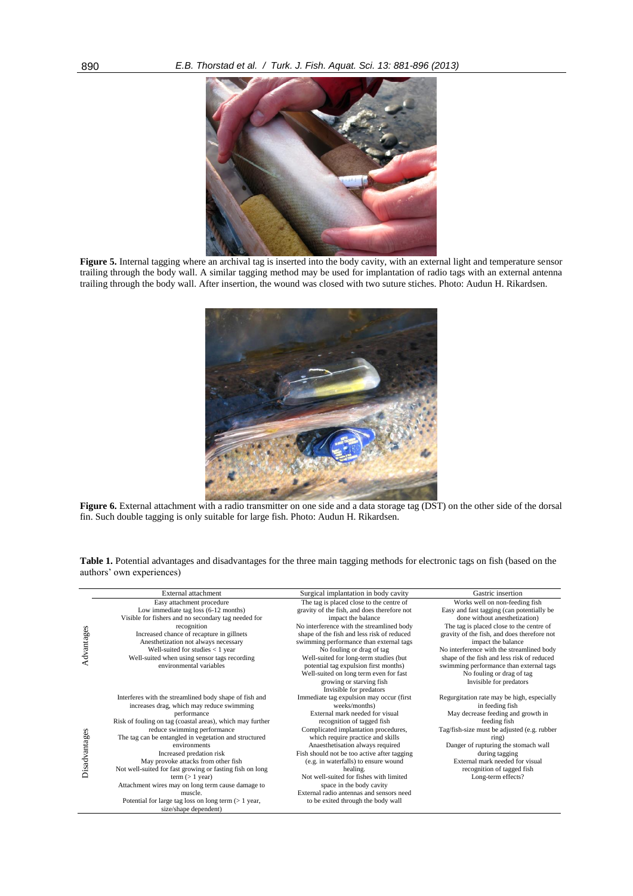**Figure 5.** Internal tagging where an archival tag is inserted into the body cavity, with an external light and temperature sensor trailing through the body wall. A similar tagging method may be used for implantation of radio tags with an external antenna trailing through the body wall. After insertion, the wound was closed with two suture stiches. Photo: Audun H. Rikardsen.

**Figure 6.** External attachment with a radio transmitter on one side and a data storage tag (DST) on the other side of the dorsal fin. Such double tagging is only suitable for large fish. Photo: Audun H. Rikardsen.

**Table 1.** Potential advantages and disadvantages for the three main tagging methods for electronic tags on fish (based on the authors' own experiences)

| | External attachment | Surgical implantation in body cavity | Gastric insertion |
|---|---|---|---|
| Advantages | Easy attachment procedure<br>Low immediate tag loss (6-12 months)<br>Visible for fishers and no secondary tag needed for recognition<br>Increased chance of recapture in gillnets<br>Anesthetization not always necessary<br>Well-suited for studies < 1 year<br>Well-suited when using sensor tags recording environmental variables | The tag is placed close to the centre of gravity of the fish, and does therefore not impact the balance<br>No interference with the streamlined body shape of the fish and less risk of reduced swimming performance than external tags<br>No fouling or drag of tag<br>Well-suited for long-term studies (but potential tag expulsion first months)<br>Well-suited on long term even for fast growing or starving fish<br>Invisible for predators | Works well on non-feeding fish<br>Easy and fast tagging (can potentially be done without anesthetization)<br>The tag is placed close to the centre of gravity of the fish, and does therefore not impact the balance<br>No interference with the streamlined body shape of the fish and less risk of reduced swimming performance than external tags<br>No fouling or drag of tag<br>Invisible for predators |
| Disadvantages | Interferes with the streamlined body shape of fish and increases drag, which may reduce swimming performance<br>Risk of fouling on tag (coastal areas), which may further reduce swimming performance<br>The tag can be entangled in vegetation and structured environments<br>Increased predation risk<br>May provoke attacks from other fish<br>Not well-suited for fast growing or fasting fish on long term (> 1 year)<br>Attachment wires may on long term cause damage to muscle.<br>Potential for large tag loss on long term (> 1 year, size/shape dependent) | Immediate tag expulsion may occur (first weeks/months)<br>External mark needed for visual recognition of tagged fish<br>Complicated implantation procedures, which require practice and skills<br>Anaesthetisation always required<br>Fish should not be too active after tagging (e.g. in waterfalls) to ensure wound healing.<br>Not well-suited for fishes with limited space in the body cavity<br>External radio antennas and sensors need to be exited through the body wall | Regurgitation rate may be high, especially in feeding fish<br>May decrease feeding and growth in feeding fish<br>Tag/fish-size must be adjusted (e.g. rubber ring)<br>Danger of rupturing the stomach wall during tagging<br>External mark needed for visual recognition of tagged fish<br>Long-term effects? |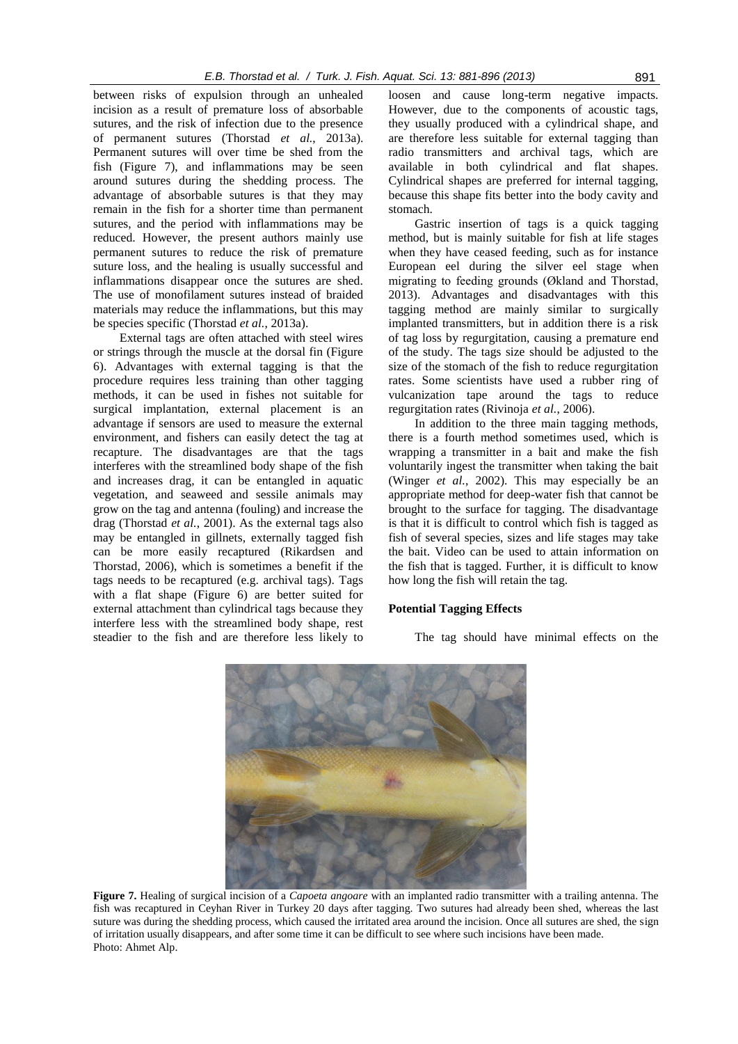between risks of expulsion through an unhealed incision as a result of premature loss of absorbable sutures, and the risk of infection due to the presence of permanent sutures (Thorstad *et al.*, 2013a). Permanent sutures will over time be shed from the fish (Figure 7), and inflammations may be seen around sutures during the shedding process. The advantage of absorbable sutures is that they may remain in the fish for a shorter time than permanent sutures, and the period with inflammations may be reduced. However, the present authors mainly use permanent sutures to reduce the risk of premature suture loss, and the healing is usually successful and inflammations disappear once the sutures are shed. The use of monofilament sutures instead of braided materials may reduce the inflammations, but this may be species specific (Thorstad *et al.*, 2013a).

External tags are often attached with steel wires or strings through the muscle at the dorsal fin (Figure 6). Advantages with external tagging is that the procedure requires less training than other tagging methods, it can be used in fishes not suitable for surgical implantation, external placement is an advantage if sensors are used to measure the external environment, and fishers can easily detect the tag at recapture. The disadvantages are that the tags interferes with the streamlined body shape of the fish and increases drag, it can be entangled in aquatic vegetation, and seaweed and sessile animals may grow on the tag and antenna (fouling) and increase the drag (Thorstad *et al.*, 2001). As the external tags also may be entangled in gillnets, externally tagged fish can be more easily recaptured (Rikardsen and Thorstad, 2006), which is sometimes a benefit if the tags needs to be recaptured (e.g. archival tags). Tags with a flat shape (Figure 6) are better suited for external attachment than cylindrical tags because they interfere less with the streamlined body shape, rest steadier to the fish and are therefore less likely to loosen and cause long-term negative impacts. However, due to the components of acoustic tags, they usually produced with a cylindrical shape, and are therefore less suitable for external tagging than radio transmitters and archival tags, which are available in both cylindrical and flat shapes. Cylindrical shapes are preferred for internal tagging, because this shape fits better into the body cavity and stomach.

Gastric insertion of tags is a quick tagging method, but is mainly suitable for fish at life stages when they have ceased feeding, such as for instance European eel during the silver eel stage when migrating to feeding grounds (Økland and Thorstad, 2013). Advantages and disadvantages with this tagging method are mainly similar to surgically implanted transmitters, but in addition there is a risk of tag loss by regurgitation, causing a premature end of the study. The tags size should be adjusted to the size of the stomach of the fish to reduce regurgitation rates. Some scientists have used a rubber ring of vulcanization tape around the tags to reduce regurgitation rates (Rivinoja *et al.*, 2006).

In addition to the three main tagging methods, there is a fourth method sometimes used, which is wrapping a transmitter in a bait and make the fish voluntarily ingest the transmitter when taking the bait (Winger *et al.*, 2002). This may especially be an appropriate method for deep-water fish that cannot be brought to the surface for tagging. The disadvantage is that it is difficult to control which fish is tagged as fish of several species, sizes and life stages may take the bait. Video can be used to attain information on the fish that is tagged. Further, it is difficult to know how long the fish will retain the tag.

## Potential Tagging Effects

The tag should have minimal effects on the

**Figure 7.** Healing of surgical incision of a *Capoeta angoare* with an implanted radio transmitter with a trailing antenna. The fish was recaptured in Ceyhan River in Turkey 20 days after tagging. Two sutures had already been shed, whereas the last suture was during the shedding process, which caused the irritated area around the incision. Once all sutures are shed, the sign of irritation usually disappears, and after some time it can be difficult to see where such incisions have been made. Photo: Ahmet Alp.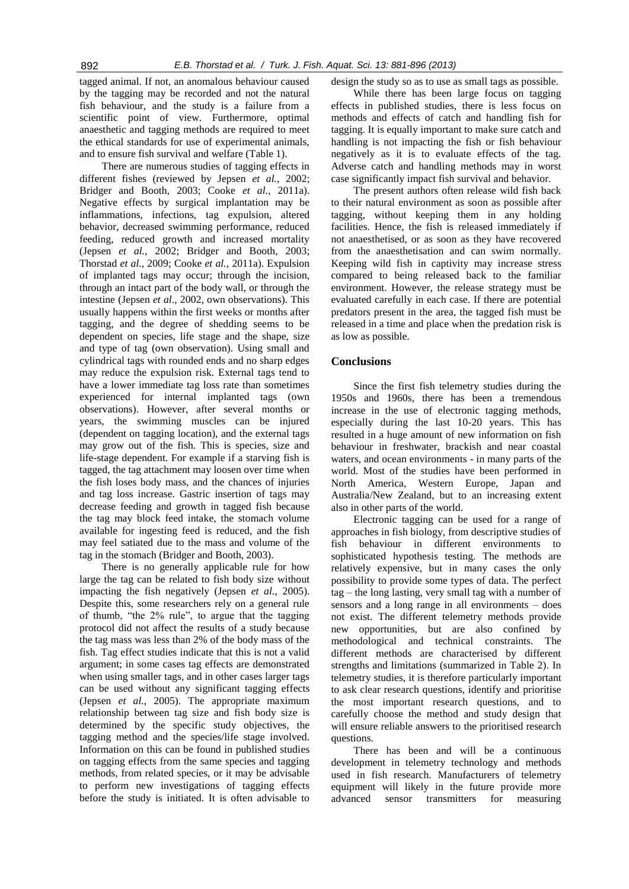tagged animal. If not, an anomalous behaviour caused by the tagging may be recorded and not the natural fish behaviour, and the study is a failure from a scientific point of view. Furthermore, optimal anaesthetic and tagging methods are required to meet the ethical standards for use of experimental animals, and to ensure fish survival and welfare (Table 1).

There are numerous studies of tagging effects in different fishes (reviewed by Jepsen *et al.*, 2002; Bridger and Booth, 2003; Cooke *et al.*, 2011a). Negative effects by surgical implantation may be inflammations, infections, tag expulsion, altered behavior, decreased swimming performance, reduced feeding, reduced growth and increased mortality (Jepsen *et al.*, 2002; Bridger and Booth, 2003; Thorstad *et al.*, 2009; Cooke *et al.*, 2011a). Expulsion of implanted tags may occur; through the incision, through an intact part of the body wall, or through the intestine (Jepsen *et al*., 2002, own observations). This usually happens within the first weeks or months after tagging, and the degree of shedding seems to be dependent on species, life stage and the shape, size and type of tag (own observation). Using small and cylindrical tags with rounded ends and no sharp edges may reduce the expulsion risk. External tags tend to have a lower immediate tag loss rate than sometimes experienced for internal implanted tags (own observations). However, after several months or years, the swimming muscles can be injured (dependent on tagging location), and the external tags may grow out of the fish. This is species, size and life-stage dependent. For example if a starving fish is tagged, the tag attachment may loosen over time when the fish loses body mass, and the chances of injuries and tag loss increase. Gastric insertion of tags may decrease feeding and growth in tagged fish because the tag may block feed intake, the stomach volume available for ingesting feed is reduced, and the fish may feel satiated due to the mass and volume of the tag in the stomach (Bridger and Booth, 2003).

There is no generally applicable rule for how large the tag can be related to fish body size without impacting the fish negatively (Jepsen *et al.*, 2005). Despite this, some researchers rely on a general rule of thumb, "the 2% rule", to argue that the tagging protocol did not affect the results of a study because the tag mass was less than 2% of the body mass of the fish. Tag effect studies indicate that this is not a valid argument; in some cases tag effects are demonstrated when using smaller tags, and in other cases larger tags can be used without any significant tagging effects (Jepsen *et al.*, 2005). The appropriate maximum relationship between tag size and fish body size is determined by the specific study objectives, the tagging method and the species/life stage involved. Information on this can be found in published studies on tagging effects from the same species and tagging methods, from related species, or it may be advisable to perform new investigations of tagging effects before the study is initiated. It is often advisable to design the study so as to use as small tags as possible.

While there has been large focus on tagging effects in published studies, there is less focus on methods and effects of catch and handling fish for tagging. It is equally important to make sure catch and handling is not impacting the fish or fish behaviour negatively as it is to evaluate effects of the tag. Adverse catch and handling methods may in worst case significantly impact fish survival and behavior.

The present authors often release wild fish back to their natural environment as soon as possible after tagging, without keeping them in any holding facilities. Hence, the fish is released immediately if not anaesthetised, or as soon as they have recovered from the anaesthetisation and can swim normally. Keeping wild fish in captivity may increase stress compared to being released back to the familiar environment. However, the release strategy must be evaluated carefully in each case. If there are potential predators present in the area, the tagged fish must be released in a time and place when the predation risk is as low as possible.

## Conclusions

Since the first fish telemetry studies during the 1950s and 1960s, there has been a tremendous increase in the use of electronic tagging methods, especially during the last 10-20 years. This has resulted in a huge amount of new information on fish behaviour in freshwater, brackish and near coastal waters, and ocean environments - in many parts of the world. Most of the studies have been performed in North America, Western Europe, Japan and Australia/New Zealand, but to an increasing extent also in other parts of the world.

Electronic tagging can be used for a range of approaches in fish biology, from descriptive studies of fish behaviour in different environments to sophisticated hypothesis testing. The methods are relatively expensive, but in many cases the only possibility to provide some types of data. The perfect tag – the long lasting, very small tag with a number of sensors and a long range in all environments – does not exist. The different telemetry methods provide new opportunities, but are also confined by methodological and technical constraints. The different methods are characterised by different strengths and limitations (summarized in Table 2). In telemetry studies, it is therefore particularly important to ask clear research questions, identify and prioritise the most important research questions, and to carefully choose the method and study design that will ensure reliable answers to the prioritised research questions.

There has been and will be a continuous development in telemetry technology and methods used in fish research. Manufacturers of telemetry equipment will likely in the future provide more advanced sensor transmitters for measuring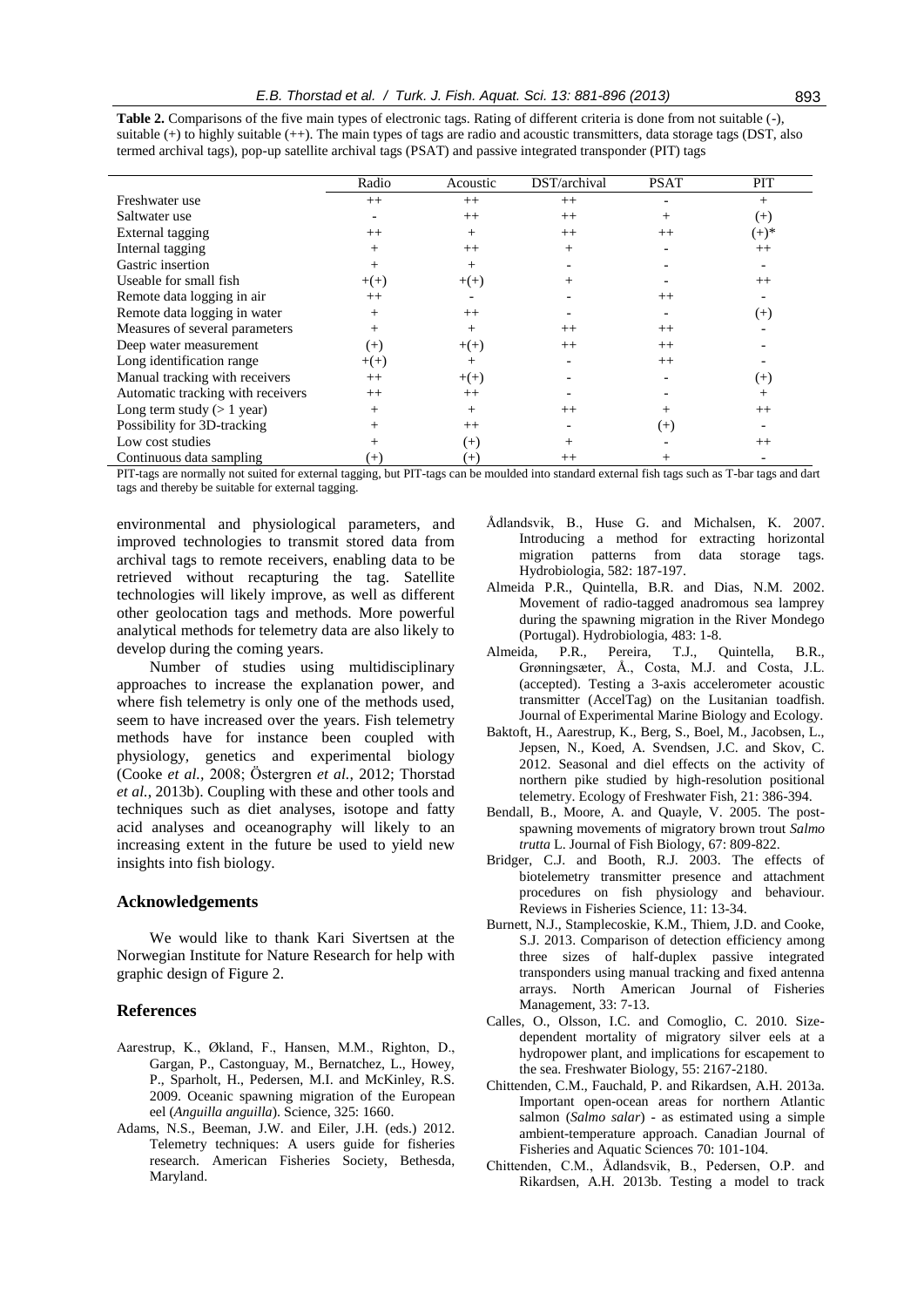**Table 2.** Comparisons of the five main types of electronic tags. Rating of different criteria is done from not suitable (-), suitable (+) to highly suitable (++). The main types of tags are radio and acoustic transmitters, data storage tags (DST, also termed archival tags), pop-up satellite archival tags (PSAT) and passive integrated transponder (PIT) tags

| | Radio | Acoustic | DST/archival | PSAT | PIT |
|---|---|---|---|---|---|
| Freshwater use | ++ | ++ | ++ | - | + |
| Saltwater use | - | ++ | ++ | + | (+) |
| External tagging | ++ | + | ++ | ++ | (+)* |
| Internal tagging | + | ++ | + | - | ++ |
| Gastric insertion | + | + | - | - | - |
| Useable for small fish | +(+) | +(+) | + | - | ++ |
| Remote data logging in air | ++ | - | - | ++ | - |
| Remote data logging in water | + | ++ | - | - | (+) |
| Measures of several parameters | + | + | ++ | ++ | - |
| Deep water measurement | (+) | +(+) | ++ | ++ | - |
| Long identification range | +(+) | + | - | ++ | - |
| Manual tracking with receivers | ++ | +(+) | - | - | (+) |
| Automatic tracking with receivers | ++ | ++ | - | - | + |
| Long term study (> 1 year) | + | + | ++ | + | ++ |
| Possibility for 3D-tracking | + | ++ | - | (+) | - |
| Low cost studies | + | (+) | + | - | ++ |
| Continuous data sampling | (+) | (+) | ++ | + | - |

PIT-tags are normally not suited for external tagging, but PIT-tags can be moulded into standard external fish tags such as T-bar tags and dart tags and thereby be suitable for external tagging.

environmental and physiological parameters, and improved technologies to transmit stored data from archival tags to remote receivers, enabling data to be retrieved without recapturing the tag. Satellite technologies will likely improve, as well as different other geolocation tags and methods. More powerful analytical methods for telemetry data are also likely to develop during the coming years.

Number of studies using multidisciplinary approaches to increase the explanation power, and where fish telemetry is only one of the methods used, seem to have increased over the years. Fish telemetry methods have for instance been coupled with physiology, genetics and experimental biology (Cooke *et al.*, 2008; Östergren *et al.*, 2012; Thorstad *et al.*, 2013b). Coupling with these and other tools and techniques such as diet analyses, isotope and fatty acid analyses and oceanography will likely to an increasing extent in the future be used to yield new insights into fish biology.

## Acknowledgements

We would like to thank Kari Sivertsen at the Norwegian Institute for Nature Research for help with graphic design of Figure 2.

## References

Aarestrup, K., Økland, F., Hansen, M.M., Righton, D., Gargan, P., Castonguay, M., Bernatchez, L., Howey, P., Sparholt, H., Pedersen, M.I. and McKinley, R.S. 2009. Oceanic spawning migration of the European eel (*Anguilla anguilla*). Science, 325: 1660.

Adams, N.S., Beeman, J.W. and Eiler, J.H. (eds.) 2012. Telemetry techniques: A users guide for fisheries research. American Fisheries Society, Bethesda, Maryland.

Ådlandsvik, B., Huse G. and Michalsen, K. 2007. Introducing a method for extracting horizontal migration patterns from data storage tags. Hydrobiologia, 582: 187-197.

Almeida P.R., Quintella, B.R. and Dias, N.M. 2002. Movement of radio-tagged anadromous sea lamprey during the spawning migration in the River Mondego (Portugal). Hydrobiologia, 483: 1-8.

Almeida, P.R., Pereira, T.J., Quintella, B.R., Grønningsæter, Å., Costa, M.J. and Costa, J.L. (accepted). Testing a 3-axis accelerometer acoustic transmitter (AccelTag) on the Lusitanian toadfish. Journal of Experimental Marine Biology and Ecology.

Baktoft, H., Aarestrup, K., Berg, S., Boel, M., Jacobsen, L., Jepsen, N., Koed, A. Svendsen, J.C. and Skov, C. 2012. Seasonal and diel effects on the activity of northern pike studied by high-resolution positional telemetry. Ecology of Freshwater Fish, 21: 386-394.

Bendall, B., Moore, A. and Quayle, V. 2005. The post-spawning movements of migratory brown trout *Salmo trutta* L. Journal of Fish Biology, 67: 809-822.

Bridger, C.J. and Booth, R.J. 2003. The effects of biotelemetry transmitter presence and attachment procedures on fish physiology and behaviour. Reviews in Fisheries Science, 11: 13-34.

Burnett, N.J., Stamplecoskie, K.M., Thiem, J.D. and Cooke, S.J. 2013. Comparison of detection efficiency among three sizes of half-duplex passive integrated transponders using manual tracking and fixed antenna arrays. North American Journal of Fisheries Management, 33: 7-13.

Calles, O., Olsson, I.C. and Comoglio, C. 2010. Size-dependent mortality of migratory silver eels at a hydropower plant, and implications for escapement to the sea. Freshwater Biology, 55: 2167-2180.

Chittenden, C.M., Fauchald, P. and Rikardsen, A.H. 2013a. Important open-ocean areas for northern Atlantic salmon (*Salmo salar*) - as estimated using a simple ambient-temperature approach. Canadian Journal of Fisheries and Aquatic Sciences 70: 101-104.

Chittenden, C.M., Ådlandsvik, B., Pedersen, O.P. and Rikardsen, A.H. 2013b. Testing a model to track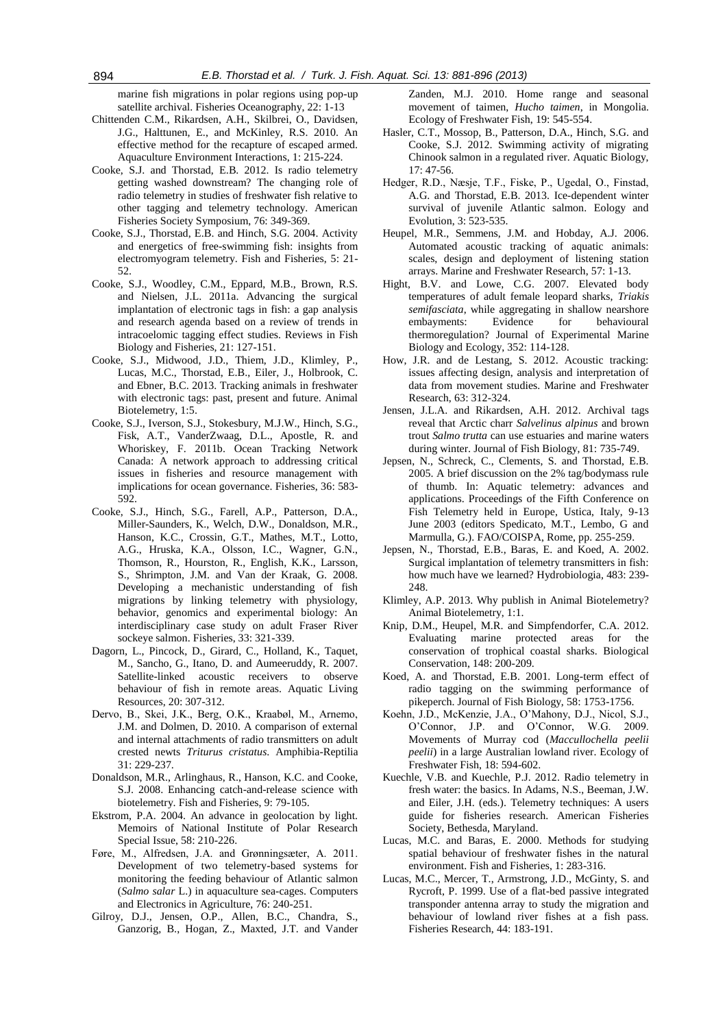marine fish migrations in polar regions using pop-up satellite archival. Fisheries Oceanography, 22: 1-13

Chittenden C.M., Rikardsen, A.H., Skilbrei, O., Davidsen, J.G., Halttunen, E., and McKinley, R.S. 2010. An effective method for the recapture of escaped armed. Aquaculture Environment Interactions, 1: 215-224.

Cooke, S.J. and Thorstad, E.B. 2012. Is radio telemetry getting washed downstream? The changing role of radio telemetry in studies of freshwater fish relative to other tagging and telemetry technology. American Fisheries Society Symposium, 76: 349-369.

Cooke, S.J., Thorstad, E.B. and Hinch, S.G. 2004. Activity and energetics of free-swimming fish: insights from electromyogram telemetry. Fish and Fisheries, 5: 21-52.

Cooke, S.J., Woodley, C.M., Eppard, M.B., Brown, R.S. and Nielsen, J.L. 2011a. Advancing the surgical implantation of electronic tags in fish: a gap analysis and research agenda based on a review of trends in intracoelomic tagging effect studies. Reviews in Fish Biology and Fisheries, 21: 127-151.

Cooke, S.J., Midwood, J.D., Thiem, J.D., Klimley, P., Lucas, M.C., Thorstad, E.B., Eiler, J., Holbrook, C. and Ebner, B.C. 2013. Tracking animals in freshwater with electronic tags: past, present and future. Animal Biotelemetry, 1:5.

Cooke, S.J., Iverson, S.J., Stokesbury, M.J.W., Hinch, S.G., Fisk, A.T., VanderZwaag, D.L., Apostle, R. and Whoriskey, F. 2011b. Ocean Tracking Network Canada: A network approach to addressing critical issues in fisheries and resource management with implications for ocean governance. Fisheries, 36: 583-592.

Cooke, S.J., Hinch, S.G., Farell, A.P., Patterson, D.A., Miller-Saunders, K., Welch, D.W., Donaldson, M.R., Hanson, K.C., Crossin, G.T., Mathes, M.T., Lotto, A.G., Hruska, K.A., Olsson, I.C., Wagner, G.N., Thomson, R., Hourston, R., English, K.K., Larsson, S., Shrimpton, J.M. and Van der Kraak, G. 2008. Developing a mechanistic understanding of fish migrations by linking telemetry with physiology, behavior, genomics and experimental biology: An interdisciplinary case study on adult Fraser River sockeye salmon. Fisheries, 33: 321-339.

Dagorn, L., Pincock, D., Girard, C., Holland, K., Taquet, M., Sancho, G., Itano, D. and Aumeeruddy, R. 2007. Satellite-linked acoustic receivers to observe behaviour of fish in remote areas. Aquatic Living Resources, 20: 307-312.

Dervo, B., Skei, J.K., Berg, O.K., Kraabøl, M., Arnemo, J.M. and Dolmen, D. 2010. A comparison of external and internal attachments of radio transmitters on adult crested newts *Triturus cristatus*. Amphibia-Reptilia 31: 229-237.

Donaldson, M.R., Arlinghaus, R., Hanson, K.C. and Cooke, S.J. 2008. Enhancing catch-and-release science with biotelemetry. Fish and Fisheries, 9: 79-105.

Ekstrom, P.A. 2004. An advance in geolocation by light. Memoirs of National Institute of Polar Research Special Issue, 58: 210-226.

Føre, M., Alfredsen, J.A. and Grønningsæter, A. 2011. Development of two telemetry-based systems for monitoring the feeding behaviour of Atlantic salmon (*Salmo salar* L.) in aquaculture sea-cages. Computers and Electronics in Agriculture, 76: 240-251.

Gilroy, D.J., Jensen, O.P., Allen, B.C., Chandra, S., Ganzorig, B., Hogan, Z., Maxted, J.T. and Vander Zanden, M.J. 2010. Home range and seasonal movement of taimen, *Hucho taimen*, in Mongolia. Ecology of Freshwater Fish, 19: 545-554.

Hasler, C.T., Mossop, B., Patterson, D.A., Hinch, S.G. and Cooke, S.J. 2012. Swimming activity of migrating Chinook salmon in a regulated river. Aquatic Biology, 17: 47-56.

Hedger, R.D., Næsje, T.F., Fiske, P., Ugedal, O., Finstad, A.G. and Thorstad, E.B. 2013. Ice-dependent winter survival of juvenile Atlantic salmon. Eology and Evolution, 3: 523-535.

Heupel, M.R., Semmens, J.M. and Hobday, A.J. 2006. Automated acoustic tracking of aquatic animals: scales, design and deployment of listening station arrays. Marine and Freshwater Research, 57: 1-13.

Hight, B.V. and Lowe, C.G. 2007. Elevated body temperatures of adult female leopard sharks, *Triakis semifasciata*, while aggregating in shallow nearshore embayments: Evidence for behavioural thermoregulation? Journal of Experimental Marine Biology and Ecology, 352: 114-128.

How, J.R. and de Lestang, S. 2012. Acoustic tracking: issues affecting design, analysis and interpretation of data from movement studies. Marine and Freshwater Research, 63: 312-324.

Jensen, J.L.A. and Rikardsen, A.H. 2012. Archival tags reveal that Arctic charr *Salvelinus alpinus* and brown trout *Salmo trutta* can use estuaries and marine waters during winter. Journal of Fish Biology, 81: 735-749.

Jepsen, N., Schreck, C., Clements, S. and Thorstad, E.B. 2005. A brief discussion on the 2% tag/bodymass rule of thumb. In: Aquatic telemetry: advances and applications. Proceedings of the Fifth Conference on Fish Telemetry held in Europe, Ustica, Italy, 9-13 June 2003 (editors Spedicato, M.T., Lembo, G and Marmulla, G.). FAO/COISPA, Rome, pp. 255-259.

Jepsen, N., Thorstad, E.B., Baras, E. and Koed, A. 2002. Surgical implantation of telemetry transmitters in fish: how much have we learned? Hydrobiologia, 483: 239-248.

Klimley, A.P. 2013. Why publish in Animal Biotelemetry? Animal Biotelemetry, 1:1.

Knip, D.M., Heupel, M.R. and Simpfendorfer, C.A. 2012. Evaluating marine protected areas for the conservation of trophical coastal sharks. Biological Conservation, 148: 200-209.

Koed, A. and Thorstad, E.B. 2001. Long-term effect of radio tagging on the swimming performance of pikeperch. Journal of Fish Biology, 58: 1753-1756.

Koehn, J.D., McKenzie, J.A., O'Mahony, D.J., Nicol, S.J., O'Connor, J.P. and O'Connor, W.G. 2009. Movements of Murray cod (*Maccullochella peelii peelii*) in a large Australian lowland river. Ecology of Freshwater Fish, 18: 594-602.

Kuechle, V.B. and Kuechle, P.J. 2012. Radio telemetry in fresh water: the basics. In Adams, N.S., Beeman, J.W. and Eiler, J.H. (eds.). Telemetry techniques: A users guide for fisheries research. American Fisheries Society, Bethesda, Maryland.

Lucas, M.C. and Baras, E. 2000. Methods for studying spatial behaviour of freshwater fishes in the natural environment. Fish and Fisheries, 1: 283-316.

Lucas, M.C., Mercer, T., Armstrong, J.D., McGinty, S. and Rycroft, P. 1999. Use of a flat-bed passive integrated transponder antenna array to study the migration and behaviour of lowland river fishes at a fish pass. Fisheries Research, 44: 183-191.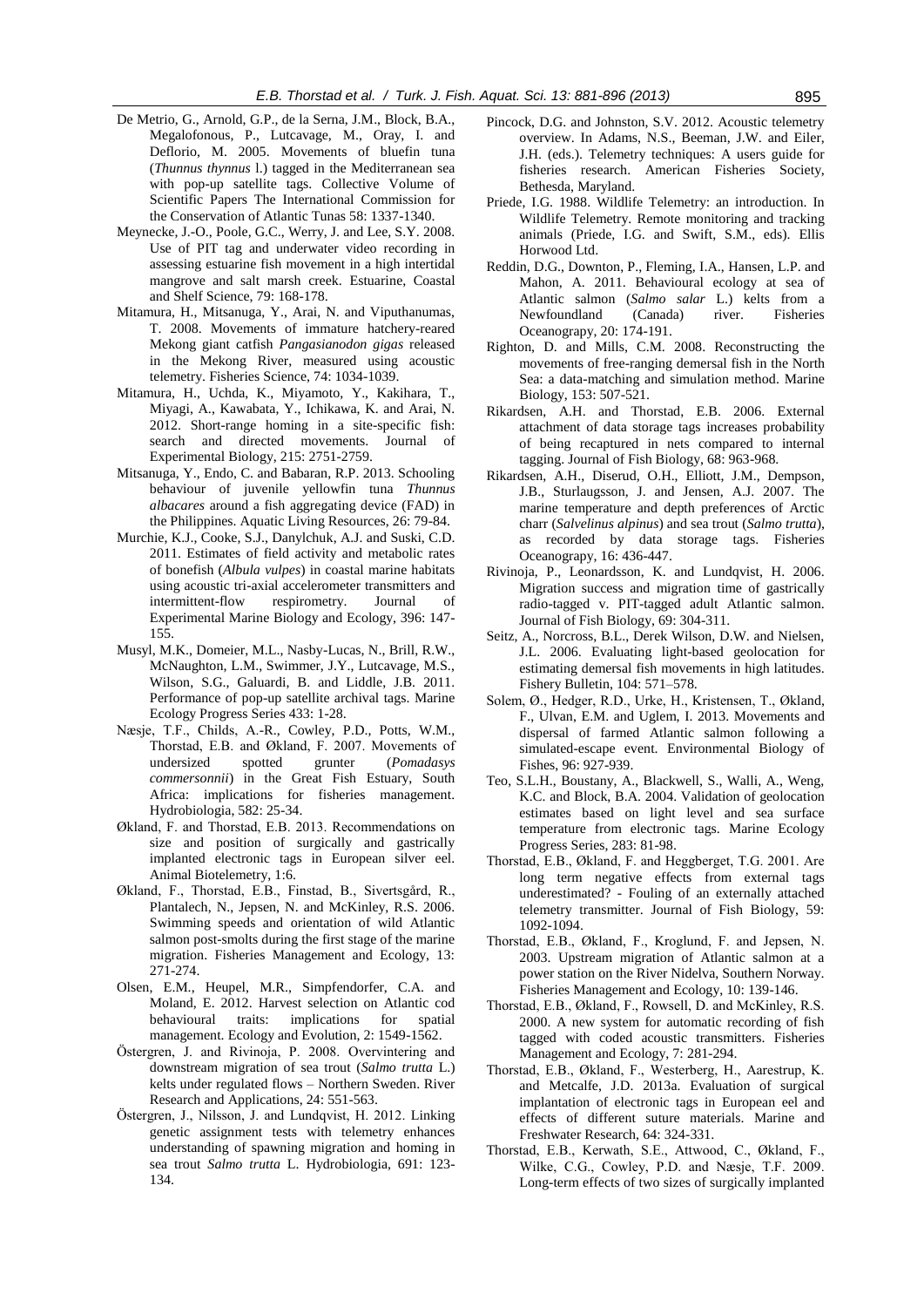De Metrio, G., Arnold, G.P., de la Serna, J.M., Block, B.A., Megalofonous, P., Lutcavage, M., Oray, I. and Deflorio, M. 2005. Movements of bluefin tuna (*Thunnus thynnus* l.) tagged in the Mediterranean sea with pop-up satellite tags. Collective Volume of Scientific Papers The International Commission for the Conservation of Atlantic Tunas 58: 1337-1340.

Meynecke, J.-O., Poole, G.C., Werry, J. and Lee, S.Y. 2008. Use of PIT tag and underwater video recording in assessing estuarine fish movement in a high intertidal mangrove and salt marsh creek. Estuarine, Coastal and Shelf Science, 79: 168-178.

Mitamura, H., Mitsanuga, Y., Arai, N. and Viputhanumas, T. 2008. Movements of immature hatchery-reared Mekong giant catfish *Pangasianodon gigas* released in the Mekong River, measured using acoustic telemetry. Fisheries Science, 74: 1034-1039.

Mitamura, H., Uchda, K., Miyamoto, Y., Kakihara, T., Miyagi, A., Kawabata, Y., Ichikawa, K. and Arai, N. 2012. Short-range homing in a site-specific fish: search and directed movements. Journal of Experimental Biology, 215: 2751-2759.

Mitsanuga, Y., Endo, C. and Babaran, R.P. 2013. Schooling behaviour of juvenile yellowfin tuna *Thunnus albacares* around a fish aggregating device (FAD) in the Philippines. Aquatic Living Resources, 26: 79-84.

Murchie, K.J., Cooke, S.J., Danylchuk, A.J. and Suski, C.D. 2011. Estimates of field activity and metabolic rates of bonefish (*Albula vulpes*) in coastal marine habitats using acoustic tri-axial accelerometer transmitters and intermittent-flow respirometry. Journal of Experimental Marine Biology and Ecology, 396: 147-155.

Musyl, M.K., Domeier, M.L., Nasby-Lucas, N., Brill, R.W., McNaughton, L.M., Swimmer, J.Y., Lutcavage, M.S., Wilson, S.G., Galuardi, B. and Liddle, J.B. 2011. Performance of pop-up satellite archival tags. Marine Ecology Progress Series 433: 1-28.

Næsje, T.F., Childs, A.-R., Cowley, P.D., Potts, W.M., Thorstad, E.B. and Økland, F. 2007. Movements of undersized spotted grunter (*Pomadasys commersonnii*) in the Great Fish Estuary, South Africa: implications for fisheries management. Hydrobiologia, 582: 25-34.

Økland, F. and Thorstad, E.B. 2013. Recommendations on size and position of surgically and gastrically implanted electronic tags in European silver eel. Animal Biotelemetry, 1:6.

Økland, F., Thorstad, E.B., Finstad, B., Sivertsgård, R., Plantalech, N., Jepsen, N. and McKinley, R.S. 2006. Swimming speeds and orientation of wild Atlantic salmon post-smolts during the first stage of the marine migration. Fisheries Management and Ecology, 13: 271-274.

Olsen, E.M., Heupel, M.R., Simpfendorfer, C.A. and Moland, E. 2012. Harvest selection on Atlantic cod behavioural traits: implications for spatial management. Ecology and Evolution, 2: 1549-1562.

Östergren, J. and Rivinoja, P. 2008. Overvintering and downstream migration of sea trout (*Salmo trutta* L.) kelts under regulated flows – Northern Sweden. River Research and Applications, 24: 551-563.

Östergren, J., Nilsson, J. and Lundqvist, H. 2012. Linking genetic assignment tests with telemetry enhances understanding of spawning migration and homing in sea trout *Salmo trutta* L. Hydrobiologia, 691: 123-134.

Pincock, D.G. and Johnston, S.V. 2012. Acoustic telemetry overview. In Adams, N.S., Beeman, J.W. and Eiler, J.H. (eds.). Telemetry techniques: A users guide for fisheries research. American Fisheries Society, Bethesda, Maryland.

Priede, I.G. 1988. Wildlife Telemetry: an introduction. In Wildlife Telemetry. Remote monitoring and tracking animals (Priede, I.G. and Swift, S.M., eds). Ellis Horwood Ltd.

Reddin, D.G., Downton, P., Fleming, I.A., Hansen, L.P. and Mahon, A. 2011. Behavioural ecology at sea of Atlantic salmon (*Salmo salar* L.) kelts from a Newfoundland (Canada) river. Fisheries Oceanograpy, 20: 174-191.

Righton, D. and Mills, C.M. 2008. Reconstructing the movements of free-ranging demersal fish in the North Sea: a data-matching and simulation method. Marine Biology, 153: 507-521.

Rikardsen, A.H. and Thorstad, E.B. 2006. External attachment of data storage tags increases probability of being recaptured in nets compared to internal tagging. Journal of Fish Biology, 68: 963-968.

Rikardsen, A.H., Diserud, O.H., Elliott, J.M., Dempson, J.B., Sturlaugsson, J. and Jensen, A.J. 2007. The marine temperature and depth preferences of Arctic charr (*Salvelinus alpinus*) and sea trout (*Salmo trutta*), as recorded by data storage tags. Fisheries Oceanograpy, 16: 436-447.

Rivinoja, P., Leonardsson, K. and Lundqvist, H. 2006. Migration success and migration time of gastrically radio-tagged v. PIT-tagged adult Atlantic salmon. Journal of Fish Biology, 69: 304-311.

Seitz, A., Norcross, B.L., Derek Wilson, D.W. and Nielsen, J.L. 2006. Evaluating light-based geolocation for estimating demersal fish movements in high latitudes. Fishery Bulletin, 104: 571–578.

Solem, Ø., Hedger, R.D., Urke, H., Kristensen, T., Økland, F., Ulvan, E.M. and Uglem, I. 2013. Movements and dispersal of farmed Atlantic salmon following a simulated-escape event. Environmental Biology of Fishes, 96: 927-939.

Teo, S.L.H., Boustany, A., Blackwell, S., Walli, A., Weng, K.C. and Block, B.A. 2004. Validation of geolocation estimates based on light level and sea surface temperature from electronic tags. Marine Ecology Progress Series, 283: 81-98.

Thorstad, E.B., Økland, F. and Heggberget, T.G. 2001. Are long term negative effects from external tags underestimated? - Fouling of an externally attached telemetry transmitter. Journal of Fish Biology, 59: 1092-1094.

Thorstad, E.B., Økland, F., Kroglund, F. and Jepsen, N. 2003. Upstream migration of Atlantic salmon at a power station on the River Nidelva, Southern Norway. Fisheries Management and Ecology, 10: 139-146.

Thorstad, E.B., Økland, F., Rowsell, D. and McKinley, R.S. 2000. A new system for automatic recording of fish tagged with coded acoustic transmitters. Fisheries Management and Ecology, 7: 281-294.

Thorstad, E.B., Økland, F., Westerberg, H., Aarestrup, K. and Metcalfe, J.D. 2013a. Evaluation of surgical implantation of electronic tags in European eel and effects of different suture materials. Marine and Freshwater Research, 64: 324-331.

Thorstad, E.B., Kerwath, S.E., Attwood, C., Økland, F., Wilke, C.G., Cowley, P.D. and Næsje, T.F. 2009. Long-term effects of two sizes of surgically implanted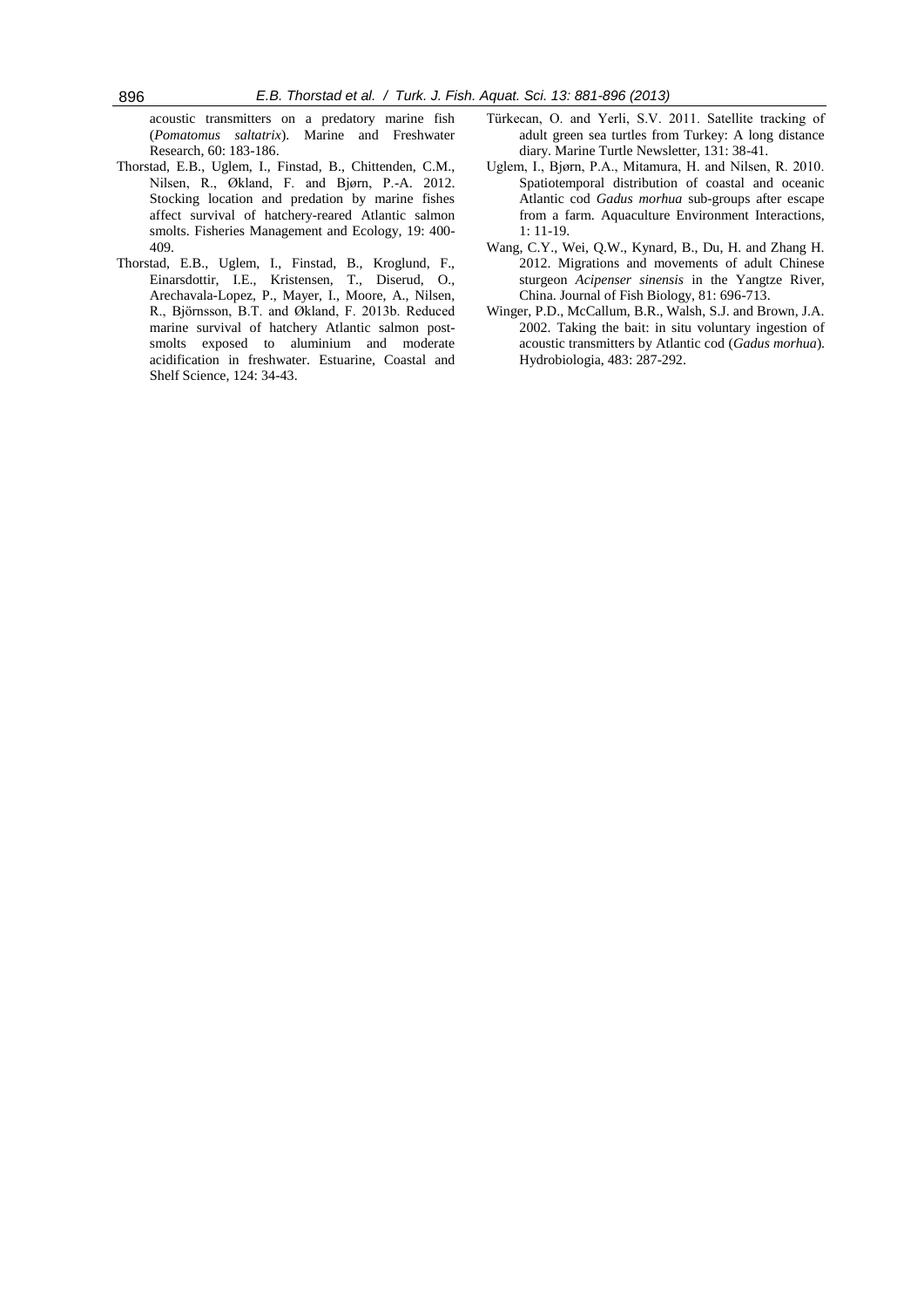acoustic transmitters on a predatory marine fish (*Pomatomus saltatrix*). Marine and Freshwater Research, 60: 183-186.

Thorstad, E.B., Uglem, I., Finstad, B., Chittenden, C.M., Nilsen, R., Økland, F. and Bjørn, P.-A. 2012. Stocking location and predation by marine fishes affect survival of hatchery-reared Atlantic salmon smolts. Fisheries Management and Ecology, 19: 400-409.

Thorstad, E.B., Uglem, I., Finstad, B., Kroglund, F., Einarsdottir, I.E., Kristensen, T., Diserud, O., Arechavala-Lopez, P., Mayer, I., Moore, A., Nilsen, R., Björnsson, B.T. and Økland, F. 2013b. Reduced marine survival of hatchery Atlantic salmon post-smolts exposed to aluminium and moderate acidification in freshwater. Estuarine, Coastal and Shelf Science, 124: 34-43.

Türkecan, O. and Yerli, S.V. 2011. Satellite tracking of adult green sea turtles from Turkey: A long distance diary. Marine Turtle Newsletter, 131: 38-41.

Uglem, I., Bjørn, P.A., Mitamura, H. and Nilsen, R. 2010. Spatiotemporal distribution of coastal and oceanic Atlantic cod *Gadus morhua* sub-groups after escape from a farm. Aquaculture Environment Interactions, 1: 11-19.

Wang, C.Y., Wei, Q.W., Kynard, B., Du, H. and Zhang H. 2012. Migrations and movements of adult Chinese sturgeon *Acipenser sinensis* in the Yangtze River, China. Journal of Fish Biology, 81: 696-713.

Winger, P.D., McCallum, B.R., Walsh, S.J. and Brown, J.A. 2002. Taking the bait: in situ voluntary ingestion of acoustic transmitters by Atlantic cod (*Gadus morhua*). Hydrobiologia, 483: 287-292.